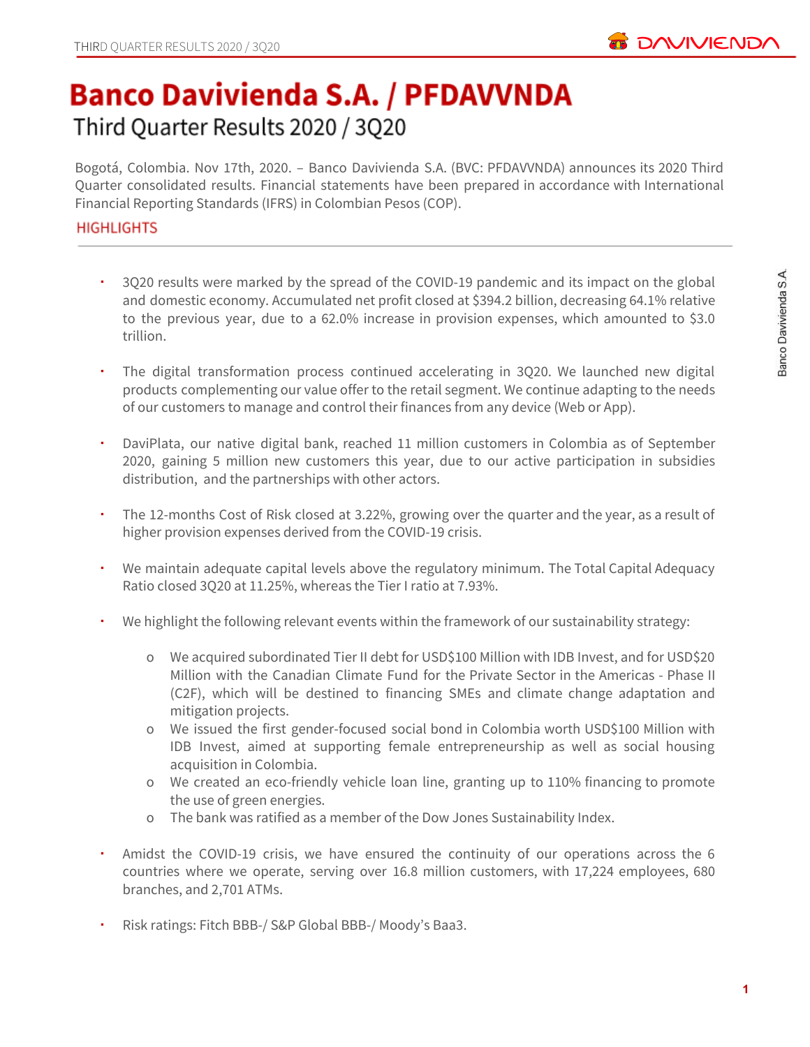# Banco Davivienda S.A. / PFDAVVNDA

## Third Quarter Results 2020 / 3Q20

Bogotá, Colombia. Nov 17th, 2020. – Banco Davivienda S.A. (BVC: PFDAVVNDA) announces its 2020 Third Quarter consolidated results. Financial statements have been prepared in accordance with International Financial Reporting Standards (IFRS) in Colombian Pesos (COP).

### HIGHLIGHTS

- 3Q20 results were marked by the spread of the COVID-19 pandemic and its impact on the global and domestic economy. Accumulated net profit closed at $394.2 billion, decreasing 64.1% relative to the previous year, due to a 62.0% increase in provision expenses, which amounted to $3.0 trillion.
- The digital transformation process continued accelerating in 3Q20. We launched new digital products complementing our value offer to the retail segment. We continue adapting to the needs of our customers to manage and control their finances from any device (Web or App).
- DaviPlata, our native digital bank, reached 11 million customers in Colombia as of September 2020, gaining 5 million new customers this year, due to our active participation in subsidies distribution, and the partnerships with other actors.
- The 12-months Cost of Risk closed at 3.22%, growing over the quarter and the year, as a result of higher provision expenses derived from the COVID-19 crisis.
- We maintain adequate capital levels above the regulatory minimum. The Total Capital Adequacy Ratio closed 3Q20 at 11.25%, whereas the Tier I ratio at 7.93%.
- We highlight the following relevant events within the framework of our sustainability strategy:
  - We acquired subordinated Tier II debt for USD$100 Million with IDB Invest, and for USD$20 Million with the Canadian Climate Fund for the Private Sector in the Americas - Phase II (C2F), which will be destined to financing SMEs and climate change adaptation and mitigation projects.
  - We issued the first gender-focused social bond in Colombia worth USD$100 Million with IDB Invest, aimed at supporting female entrepreneurship as well as social housing acquisition in Colombia.
  - We created an eco-friendly vehicle loan line, granting up to 110% financing to promote the use of green energies.
  - The bank was ratified as a member of the Dow Jones Sustainability Index.
- Amidst the COVID-19 crisis, we have ensured the continuity of our operations across the 6 countries where we operate, serving over 16.8 million customers, with 17,224 employees, 680 branches, and 2,701 ATMs.
- Risk ratings: Fitch BBB-/ S&P Global BBB-/ Moody's Baa3.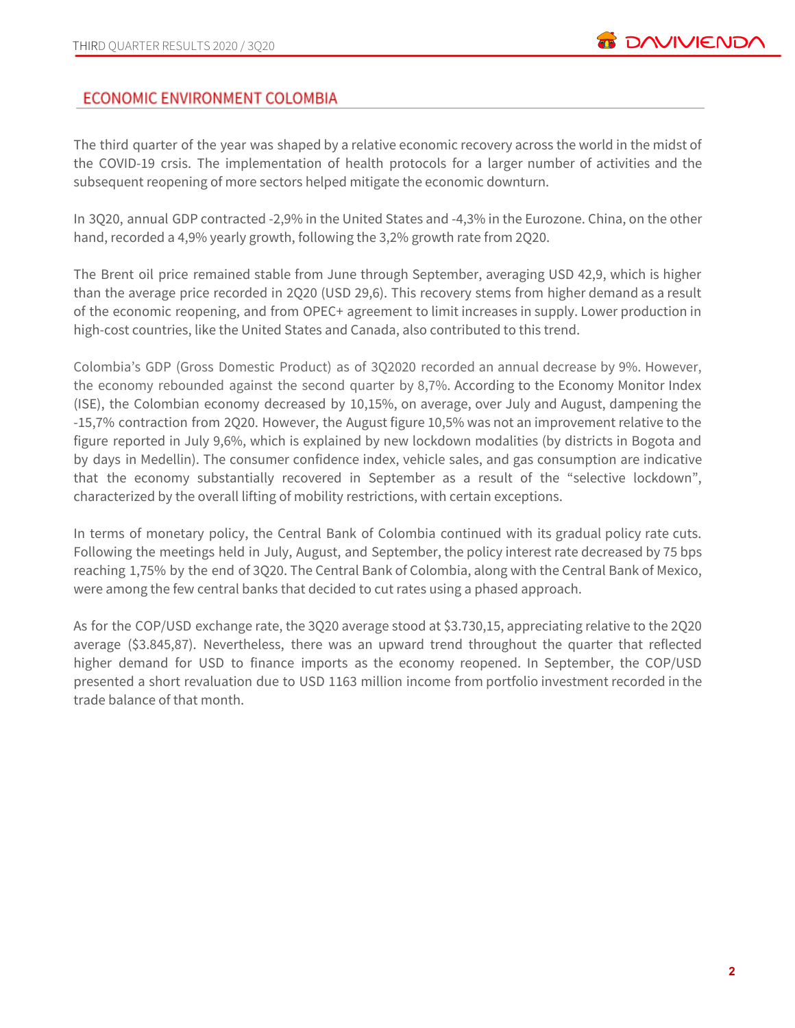## ECONOMIC ENVIRONMENT COLOMBIA

The third quarter of the year was shaped by a relative economic recovery across the world in the midst of the COVID-19 crsis. The implementation of health protocols for a larger number of activities and the subsequent reopening of more sectors helped mitigate the economic downturn.

In 3Q20, annual GDP contracted -2,9% in the United States and -4,3% in the Eurozone. China, on the other hand, recorded a 4,9% yearly growth, following the 3,2% growth rate from 2Q20.

The Brent oil price remained stable from June through September, averaging USD 42,9, which is higher than the average price recorded in 2Q20 (USD 29,6). This recovery stems from higher demand as a result of the economic reopening, and from OPEC+ agreement to limit increases in supply. Lower production in high-cost countries, like the United States and Canada, also contributed to this trend.

Colombia's GDP (Gross Domestic Product) as of 3Q2020 recorded an annual decrease by 9%. However, the economy rebounded against the second quarter by 8,7%. According to the Economy Monitor Index (ISE), the Colombian economy decreased by 10,15%, on average, over July and August, dampening the -15,7% contraction from 2Q20. However, the August figure 10,5% was not an improvement relative to the figure reported in July 9,6%, which is explained by new lockdown modalities (by districts in Bogota and by days in Medellin). The consumer confidence index, vehicle sales, and gas consumption are indicative that the economy substantially recovered in September as a result of the "selective lockdown", characterized by the overall lifting of mobility restrictions, with certain exceptions.

In terms of monetary policy, the Central Bank of Colombia continued with its gradual policy rate cuts. Following the meetings held in July, August, and September, the policy interest rate decreased by 75 bps reaching 1,75% by the end of 3Q20. The Central Bank of Colombia, along with the Central Bank of Mexico, were among the few central banks that decided to cut rates using a phased approach.

As for the COP/USD exchange rate, the 3Q20 average stood at $3.730,15, appreciating relative to the 2Q20 average ($3.845,87). Nevertheless, there was an upward trend throughout the quarter that reflected higher demand for USD to finance imports as the economy reopened. In September, the COP/USD presented a short revaluation due to USD 1163 million income from portfolio investment recorded in the trade balance of that month.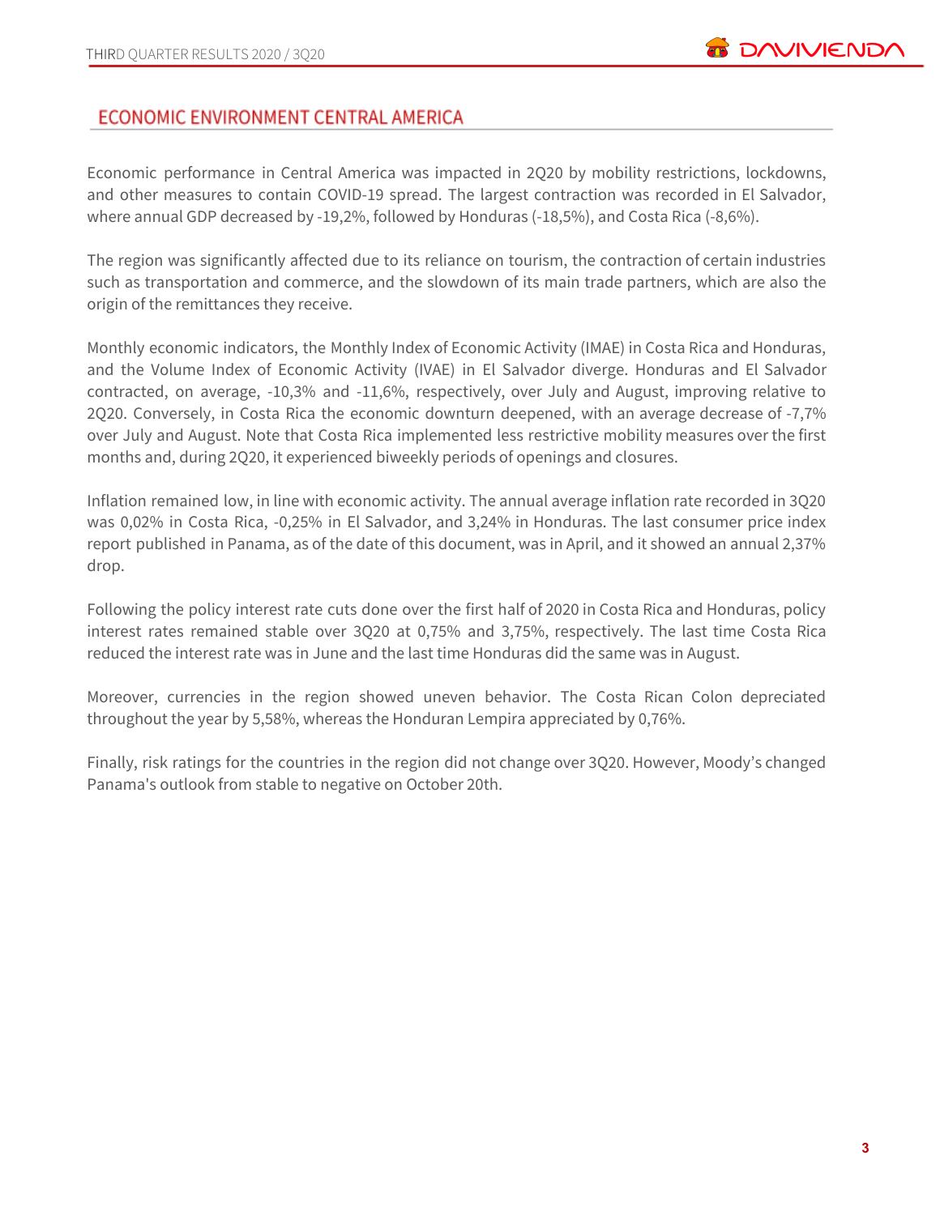## ECONOMIC ENVIRONMENT CENTRAL AMERICA

Economic performance in Central America was impacted in 2Q20 by mobility restrictions, lockdowns, and other measures to contain COVID-19 spread. The largest contraction was recorded in El Salvador, where annual GDP decreased by -19,2%, followed by Honduras (-18,5%), and Costa Rica (-8,6%).

The region was significantly affected due to its reliance on tourism, the contraction of certain industries such as transportation and commerce, and the slowdown of its main trade partners, which are also the origin of the remittances they receive.

Monthly economic indicators, the Monthly Index of Economic Activity (IMAE) in Costa Rica and Honduras, and the Volume Index of Economic Activity (IVAE) in El Salvador diverge. Honduras and El Salvador contracted, on average, -10,3% and -11,6%, respectively, over July and August, improving relative to 2Q20. Conversely, in Costa Rica the economic downturn deepened, with an average decrease of -7,7% over July and August. Note that Costa Rica implemented less restrictive mobility measures over the first months and, during 2Q20, it experienced biweekly periods of openings and closures.

Inflation remained low, in line with economic activity. The annual average inflation rate recorded in 3Q20 was 0,02% in Costa Rica, -0,25% in El Salvador, and 3,24% in Honduras. The last consumer price index report published in Panama, as of the date of this document, was in April, and it showed an annual 2,37% drop.

Following the policy interest rate cuts done over the first half of 2020 in Costa Rica and Honduras, policy interest rates remained stable over 3Q20 at 0,75% and 3,75%, respectively. The last time Costa Rica reduced the interest rate was in June and the last time Honduras did the same was in August.

Moreover, currencies in the region showed uneven behavior. The Costa Rican Colon depreciated throughout the year by 5,58%, whereas the Honduran Lempira appreciated by 0,76%.

Finally, risk ratings for the countries in the region did not change over 3Q20. However, Moody's changed Panama's outlook from stable to negative on October 20th.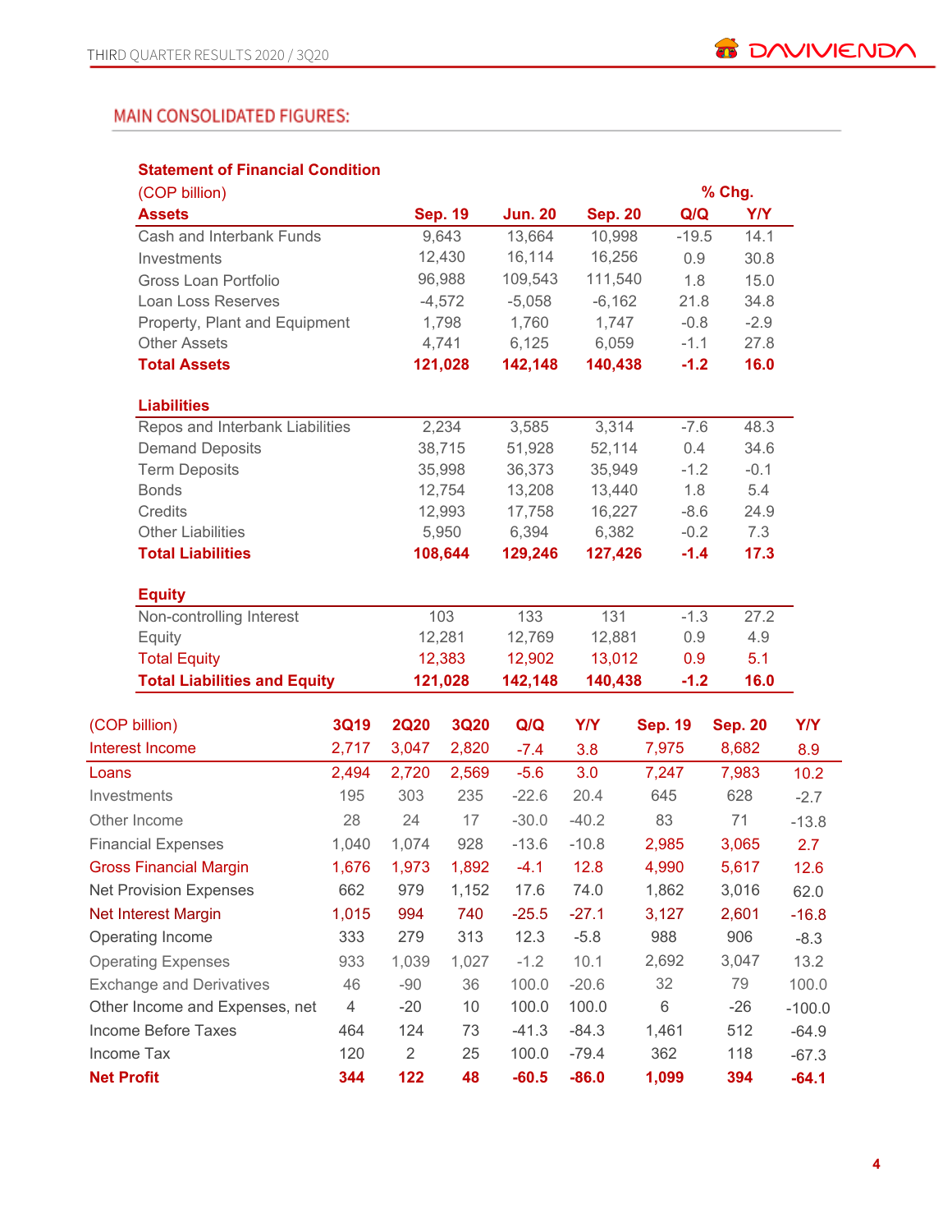## MAIN CONSOLIDATED FIGURES:

**Statement of Financial Condition**

| (COP billion) | | | | % Chg. | |
|---|---|---|---|---|---|
| **Assets** | **Sep. 19** | **Jun. 20** | **Sep. 20** | **Q/Q** | **Y/Y** |
| Cash and Interbank Funds | 9,643 | 13,664 | 10,998 | -19.5 | 14.1 |
| Investments | 12,430 | 16,114 | 16,256 | 0.9 | 30.8 |
| Gross Loan Portfolio | 96,988 | 109,543 | 111,540 | 1.8 | 15.0 |
| Loan Loss Reserves | -4,572 | -5,058 | -6,162 | 21.8 | 34.8 |
| Property, Plant and Equipment | 1,798 | 1,760 | 1,747 | -0.8 | -2.9 |
| Other Assets | 4,741 | 6,125 | 6,059 | -1.1 | 27.8 |
| **Total Assets** | **121,028** | **142,148** | **140,438** | **-1.2** | **16.0** |
| **Liabilities** | | | | | |
| Repos and Interbank Liabilities | 2,234 | 3,585 | 3,314 | -7.6 | 48.3 |
| Demand Deposits | 38,715 | 51,928 | 52,114 | 0.4 | 34.6 |
| Term Deposits | 35,998 | 36,373 | 35,949 | -1.2 | -0.1 |
| Bonds | 12,754 | 13,208 | 13,440 | 1.8 | 5.4 |
| Credits | 12,993 | 17,758 | 16,227 | -8.6 | 24.9 |
| Other Liabilities | 5,950 | 6,394 | 6,382 | -0.2 | 7.3 |
| **Total Liabilities** | **108,644** | **129,246** | **127,426** | **-1.4** | **17.3** |
| **Equity** | | | | | |
| Non-controlling Interest | 103 | 133 | 131 | -1.3 | 27.2 |
| Equity | 12,281 | 12,769 | 12,881 | 0.9 | 4.9 |
| Total Equity | 12,383 | 12,902 | 13,012 | 0.9 | 5.1 |
| **Total Liabilities and Equity** | **121,028** | **142,148** | **140,438** | **-1.2** | **16.0** |

| (COP billion) | **3Q19** | **2Q20** | **3Q20** | **Q/Q** | **Y/Y** | **Sep. 19** | **Sep. 20** | **Y/Y** |
|---|---|---|---|---|---|---|---|---|
| Interest Income | 2,717 | 3,047 | 2,820 | -7.4 | 3.8 | 7,975 | 8,682 | 8.9 |
| Loans | 2,494 | 2,720 | 2,569 | -5.6 | 3.0 | 7,247 | 7,983 | 10.2 |
| Investments | 195 | 303 | 235 | -22.6 | 20.4 | 645 | 628 | -2.7 |
| Other Income | 28 | 24 | 17 | -30.0 | -40.2 | 83 | 71 | -13.8 |
| Financial Expenses | 1,040 | 1,074 | 928 | -13.6 | -10.8 | 2,985 | 3,065 | 2.7 |
| Gross Financial Margin | 1,676 | 1,973 | 1,892 | -4.1 | 12.8 | 4,990 | 5,617 | 12.6 |
| Net Provision Expenses | 662 | 979 | 1,152 | 17.6 | 74.0 | 1,862 | 3,016 | 62.0 |
| Net Interest Margin | 1,015 | 994 | 740 | -25.5 | -27.1 | 3,127 | 2,601 | -16.8 |
| Operating Income | 333 | 279 | 313 | 12.3 | -5.8 | 988 | 906 | -8.3 |
| Operating Expenses | 933 | 1,039 | 1,027 | -1.2 | 10.1 | 2,692 | 3,047 | 13.2 |
| Exchange and Derivatives | 46 | -90 | 36 | 100.0 | -20.6 | 32 | 79 | 100.0 |
| Other Income and Expenses, net | 4 | -20 | 10 | 100.0 | 100.0 | 6 | -26 | -100.0 |
| Income Before Taxes | 464 | 124 | 73 | -41.3 | -84.3 | 1,461 | 512 | -64.9 |
| Income Tax | 120 | 2 | 25 | 100.0 | -79.4 | 362 | 118 | -67.3 |
| **Net Profit** | **344** | **122** | **48** | **-60.5** | **-86.0** | **1,099** | **394** | **-64.1** |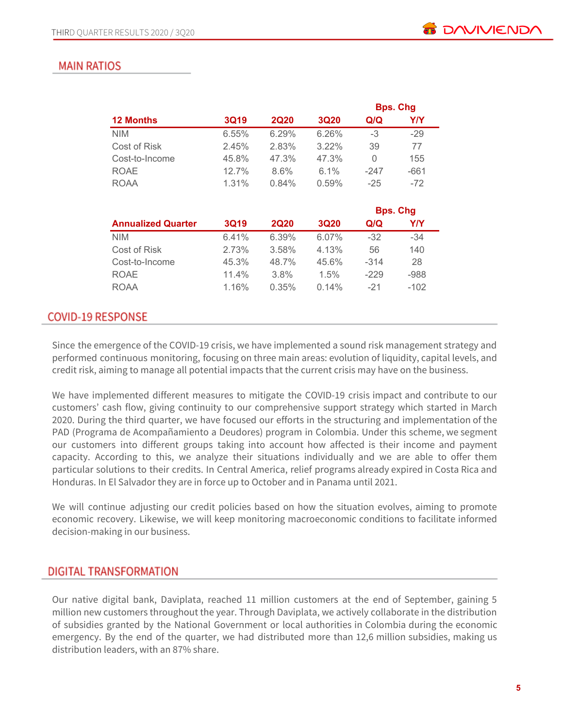## MAIN RATIOS

| 12 Months | 3Q19 | 2Q20 | 3Q20 | Bps. Chg Q/Q | Bps. Chg Y/Y |
|---|---|---|---|---|---|
| NIM | 6.55% | 6.29% | 6.26% | -3 | -29 |
| Cost of Risk | 2.45% | 2.83% | 3.22% | 39 | 77 |
| Cost-to-Income | 45.8% | 47.3% | 47.3% | 0 | 155 |
| ROAE | 12.7% | 8.6% | 6.1% | -247 | -661 |
| ROAA | 1.31% | 0.84% | 0.59% | -25 | -72 |

| Annualized Quarter | 3Q19 | 2Q20 | 3Q20 | Bps. Chg Q/Q | Bps. Chg Y/Y |
|---|---|---|---|---|---|
| NIM | 6.41% | 6.39% | 6.07% | -32 | -34 |
| Cost of Risk | 2.73% | 3.58% | 4.13% | 56 | 140 |
| Cost-to-Income | 45.3% | 48.7% | 45.6% | -314 | 28 |
| ROAE | 11.4% | 3.8% | 1.5% | -229 | -988 |
| ROAA | 1.16% | 0.35% | 0.14% | -21 | -102 |

## COVID-19 RESPONSE

Since the emergence of the COVID-19 crisis, we have implemented a sound risk management strategy and performed continuous monitoring, focusing on three main areas: evolution of liquidity, capital levels, and credit risk, aiming to manage all potential impacts that the current crisis may have on the business.

We have implemented different measures to mitigate the COVID-19 crisis impact and contribute to our customers' cash flow, giving continuity to our comprehensive support strategy which started in March 2020. During the third quarter, we have focused our efforts in the structuring and implementation of the PAD (Programa de Acompañamiento a Deudores) program in Colombia. Under this scheme, we segment our customers into different groups taking into account how affected is their income and payment capacity. According to this, we analyze their situations individually and we are able to offer them particular solutions to their credits. In Central America, relief programs already expired in Costa Rica and Honduras. In El Salvador they are in force up to October and in Panama until 2021.

We will continue adjusting our credit policies based on how the situation evolves, aiming to promote economic recovery. Likewise, we will keep monitoring macroeconomic conditions to facilitate informed decision-making in our business.

## DIGITAL TRANSFORMATION

Our native digital bank, Daviplata, reached 11 million customers at the end of September, gaining 5 million new customers throughout the year. Through Daviplata, we actively collaborate in the distribution of subsidies granted by the National Government or local authorities in Colombia during the economic emergency. By the end of the quarter, we had distributed more than 12,6 million subsidies, making us distribution leaders, with an 87% share.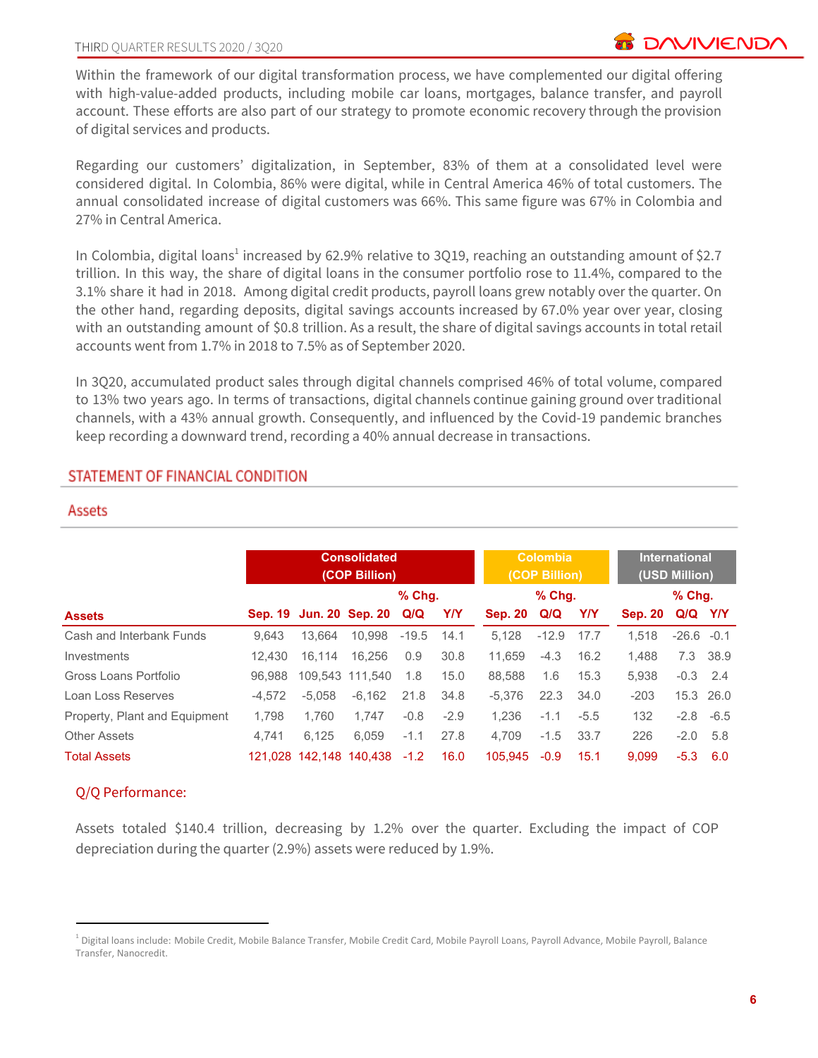Within the framework of our digital transformation process, we have complemented our digital offering with high-value-added products, including mobile car loans, mortgages, balance transfer, and payroll account. These efforts are also part of our strategy to promote economic recovery through the provision of digital services and products.

Regarding our customers' digitalization, in September, 83% of them at a consolidated level were considered digital. In Colombia, 86% were digital, while in Central America 46% of total customers. The annual consolidated increase of digital customers was 66%. This same figure was 67% in Colombia and 27% in Central America.

In Colombia, digital loans[1] increased by 62.9% relative to 3Q19, reaching an outstanding amount of $2.7 trillion. In this way, the share of digital loans in the consumer portfolio rose to 11.4%, compared to the 3.1% share it had in 2018. Among digital credit products, payroll loans grew notably over the quarter. On the other hand, regarding deposits, digital savings accounts increased by 67.0% year over year, closing with an outstanding amount of $0.8 trillion. As a result, the share of digital savings accounts in total retail accounts went from 1.7% in 2018 to 7.5% as of September 2020.

In 3Q20, accumulated product sales through digital channels comprised 46% of total volume, compared to 13% two years ago. In terms of transactions, digital channels continue gaining ground over traditional channels, with a 43% annual growth. Consequently, and influenced by the Covid-19 pandemic branches keep recording a downward trend, recording a 40% annual decrease in transactions.

## STATEMENT OF FINANCIAL CONDITION

### Assets

| | Consolidated (COP Billion) | | | | | Colombia (COP Billion) | | | International (USD Million) | | |
|---|---|---|---|---|---|---|---|---|---|---|---|
| | | | | % Chg. | | | % Chg. | | | % Chg. | |
| **Assets** | Sep. 19 | Jun. 20 | Sep. 20 | Q/Q | Y/Y | Sep. 20 | Q/Q | Y/Y | Sep. 20 | Q/Q | Y/Y |
| Cash and Interbank Funds | 9,643 | 13,664 | 10,998 | -19.5 | 14.1 | 5,128 | -12.9 | 17.7 | 1,518 | -26.6 | -0.1 |
| Investments | 12,430 | 16,114 | 16,256 | 0.9 | 30.8 | 11,659 | -4.3 | 16.2 | 1,488 | 7.3 | 38.9 |
| Gross Loans Portfolio | 96,988 | 109,543 | 111,540 | 1.8 | 15.0 | 88,588 | 1.6 | 15.3 | 5,938 | -0.3 | 2.4 |
| Loan Loss Reserves | -4,572 | -5,058 | -6,162 | 21.8 | 34.8 | -5,376 | 22.3 | 34.0 | -203 | 15.3 | 26.0 |
| Property, Plant and Equipment | 1,798 | 1,760 | 1,747 | -0.8 | -2.9 | 1,236 | -1.1 | -5.5 | 132 | -2.8 | -6.5 |
| Other Assets | 4,741 | 6,125 | 6,059 | -1.1 | 27.8 | 4,709 | -1.5 | 33.7 | 226 | -2.0 | 5.8 |
| **Total Assets** | 121,028 | 142,148 | 140,438 | -1.2 | 16.0 | 105,945 | -0.9 | 15.1 | 9,099 | -5.3 | 6.0 |

#### Q/Q Performance:

Assets totaled $140.4 trillion, decreasing by 1.2% over the quarter. Excluding the impact of COP depreciation during the quarter (2.9%) assets were reduced by 1.9%.

---

[1] Digital loans include: Mobile Credit, Mobile Balance Transfer, Mobile Credit Card, Mobile Payroll Loans, Payroll Advance, Mobile Payroll, Balance Transfer, Nanocredit.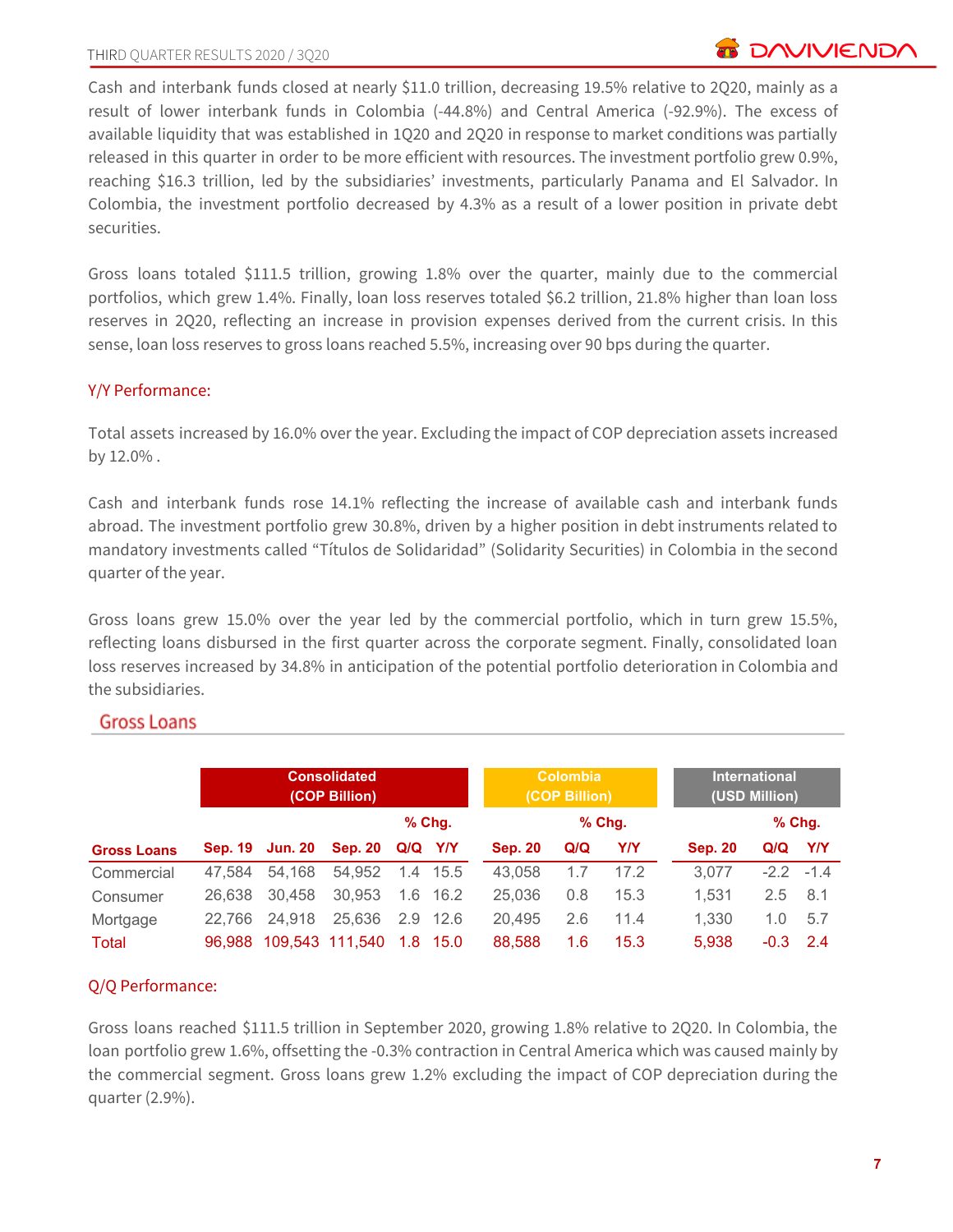Cash and interbank funds closed at nearly $11.0 trillion, decreasing 19.5% relative to 2Q20, mainly as a result of lower interbank funds in Colombia (-44.8%) and Central America (-92.9%). The excess of available liquidity that was established in 1Q20 and 2Q20 in response to market conditions was partially released in this quarter in order to be more efficient with resources. The investment portfolio grew 0.9%, reaching $16.3 trillion, led by the subsidiaries' investments, particularly Panama and El Salvador. In Colombia, the investment portfolio decreased by 4.3% as a result of a lower position in private debt securities.

Gross loans totaled $111.5 trillion, growing 1.8% over the quarter, mainly due to the commercial portfolios, which grew 1.4%. Finally, loan loss reserves totaled $6.2 trillion, 21.8% higher than loan loss reserves in 2Q20, reflecting an increase in provision expenses derived from the current crisis. In this sense, loan loss reserves to gross loans reached 5.5%, increasing over 90 bps during the quarter.

### Y/Y Performance:

Total assets increased by 16.0% over the year. Excluding the impact of COP depreciation assets increased by 12.0% .

Cash and interbank funds rose 14.1% reflecting the increase of available cash and interbank funds abroad. The investment portfolio grew 30.8%, driven by a higher position in debt instruments related to mandatory investments called "Títulos de Solidaridad" (Solidarity Securities) in Colombia in the second quarter of the year.

Gross loans grew 15.0% over the year led by the commercial portfolio, which in turn grew 15.5%, reflecting loans disbursed in the first quarter across the corporate segment. Finally, consolidated loan loss reserves increased by 34.8% in anticipation of the potential portfolio deterioration in Colombia and the subsidiaries.

## Gross Loans

| | Consolidated (COP Billion) | | | | | Colombia (COP Billion) | | | International (USD Million) | | |
|---|---|---|---|---|---|---|---|---|---|---|---|
| | | | | % Chg. | | | % Chg. | | | % Chg. | |
| **Gross Loans** | **Sep. 19** | **Jun. 20** | **Sep. 20** | **Q/Q** | **Y/Y** | **Sep. 20** | **Q/Q** | **Y/Y** | **Sep. 20** | **Q/Q** | **Y/Y** |
| Commercial | 47,584 | 54,168 | 54,952 | 1.4 | 15.5 | 43,058 | 1.7 | 17.2 | 3,077 | -2.2 | -1.4 |
| Consumer | 26,638 | 30,458 | 30,953 | 1.6 | 16.2 | 25,036 | 0.8 | 15.3 | 1,531 | 2.5 | 8.1 |
| Mortgage | 22,766 | 24,918 | 25,636 | 2.9 | 12.6 | 20,495 | 2.6 | 11.4 | 1,330 | 1.0 | 5.7 |
| Total | 96,988 | 109,543 | 111,540 | 1.8 | 15.0 | 88,588 | 1.6 | 15.3 | 5,938 | -0.3 | 2.4 |

### Q/Q Performance:

Gross loans reached $111.5 trillion in September 2020, growing 1.8% relative to 2Q20. In Colombia, the loan portfolio grew 1.6%, offsetting the -0.3% contraction in Central America which was caused mainly by the commercial segment. Gross loans grew 1.2% excluding the impact of COP depreciation during the quarter (2.9%).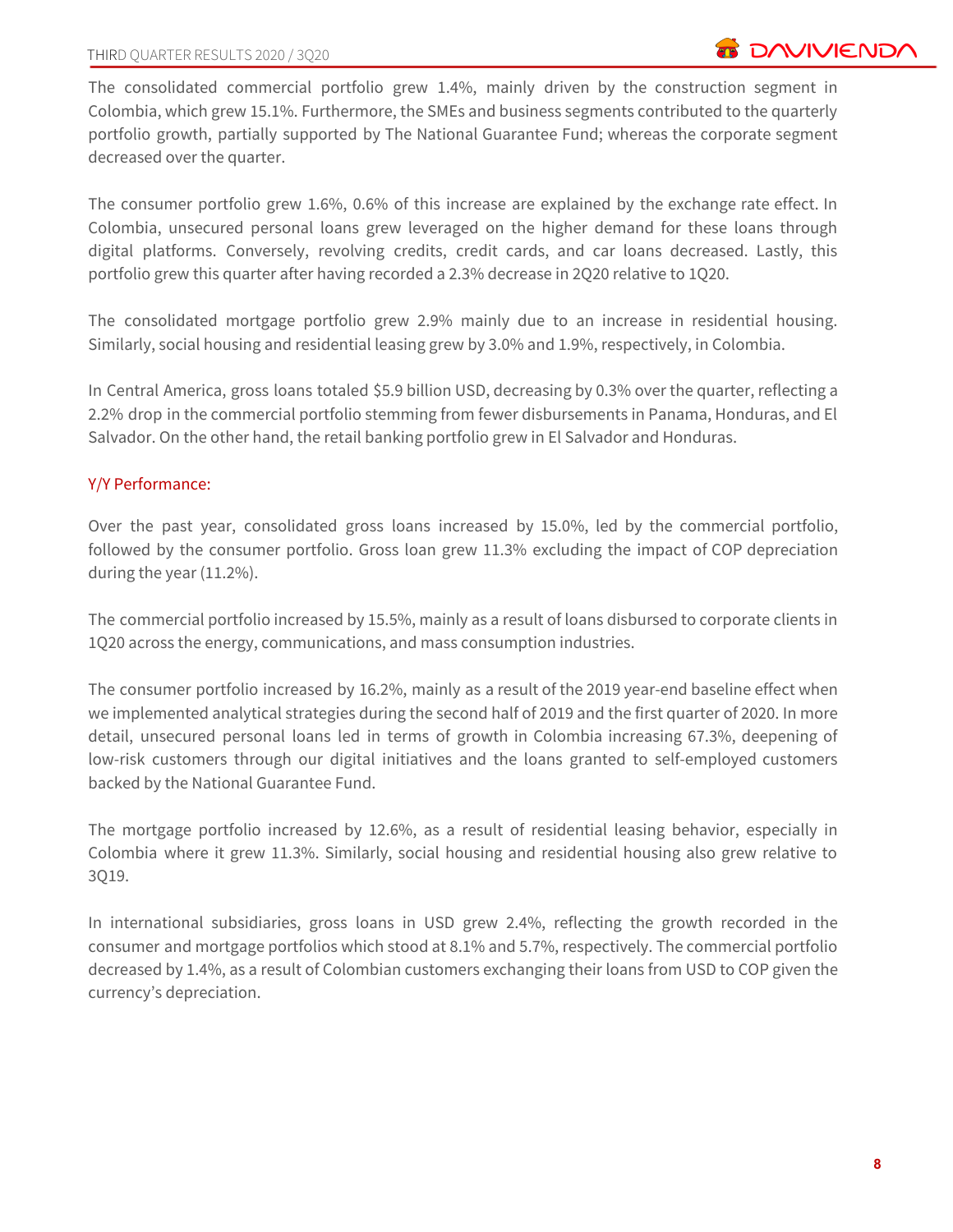The consolidated commercial portfolio grew 1.4%, mainly driven by the construction segment in Colombia, which grew 15.1%. Furthermore, the SMEs and business segments contributed to the quarterly portfolio growth, partially supported by The National Guarantee Fund; whereas the corporate segment decreased over the quarter.

The consumer portfolio grew 1.6%, 0.6% of this increase are explained by the exchange rate effect. In Colombia, unsecured personal loans grew leveraged on the higher demand for these loans through digital platforms. Conversely, revolving credits, credit cards, and car loans decreased. Lastly, this portfolio grew this quarter after having recorded a 2.3% decrease in 2Q20 relative to 1Q20.

The consolidated mortgage portfolio grew 2.9% mainly due to an increase in residential housing. Similarly, social housing and residential leasing grew by 3.0% and 1.9%, respectively, in Colombia.

In Central America, gross loans totaled $5.9 billion USD, decreasing by 0.3% over the quarter, reflecting a 2.2% drop in the commercial portfolio stemming from fewer disbursements in Panama, Honduras, and El Salvador. On the other hand, the retail banking portfolio grew in El Salvador and Honduras.

### Y/Y Performance:

Over the past year, consolidated gross loans increased by 15.0%, led by the commercial portfolio, followed by the consumer portfolio. Gross loan grew 11.3% excluding the impact of COP depreciation during the year (11.2%).

The commercial portfolio increased by 15.5%, mainly as a result of loans disbursed to corporate clients in 1Q20 across the energy, communications, and mass consumption industries.

The consumer portfolio increased by 16.2%, mainly as a result of the 2019 year-end baseline effect when we implemented analytical strategies during the second half of 2019 and the first quarter of 2020. In more detail, unsecured personal loans led in terms of growth in Colombia increasing 67.3%, deepening of low-risk customers through our digital initiatives and the loans granted to self-employed customers backed by the National Guarantee Fund.

The mortgage portfolio increased by 12.6%, as a result of residential leasing behavior, especially in Colombia where it grew 11.3%. Similarly, social housing and residential housing also grew relative to 3Q19.

In international subsidiaries, gross loans in USD grew 2.4%, reflecting the growth recorded in the consumer and mortgage portfolios which stood at 8.1% and 5.7%, respectively. The commercial portfolio decreased by 1.4%, as a result of Colombian customers exchanging their loans from USD to COP given the currency's depreciation.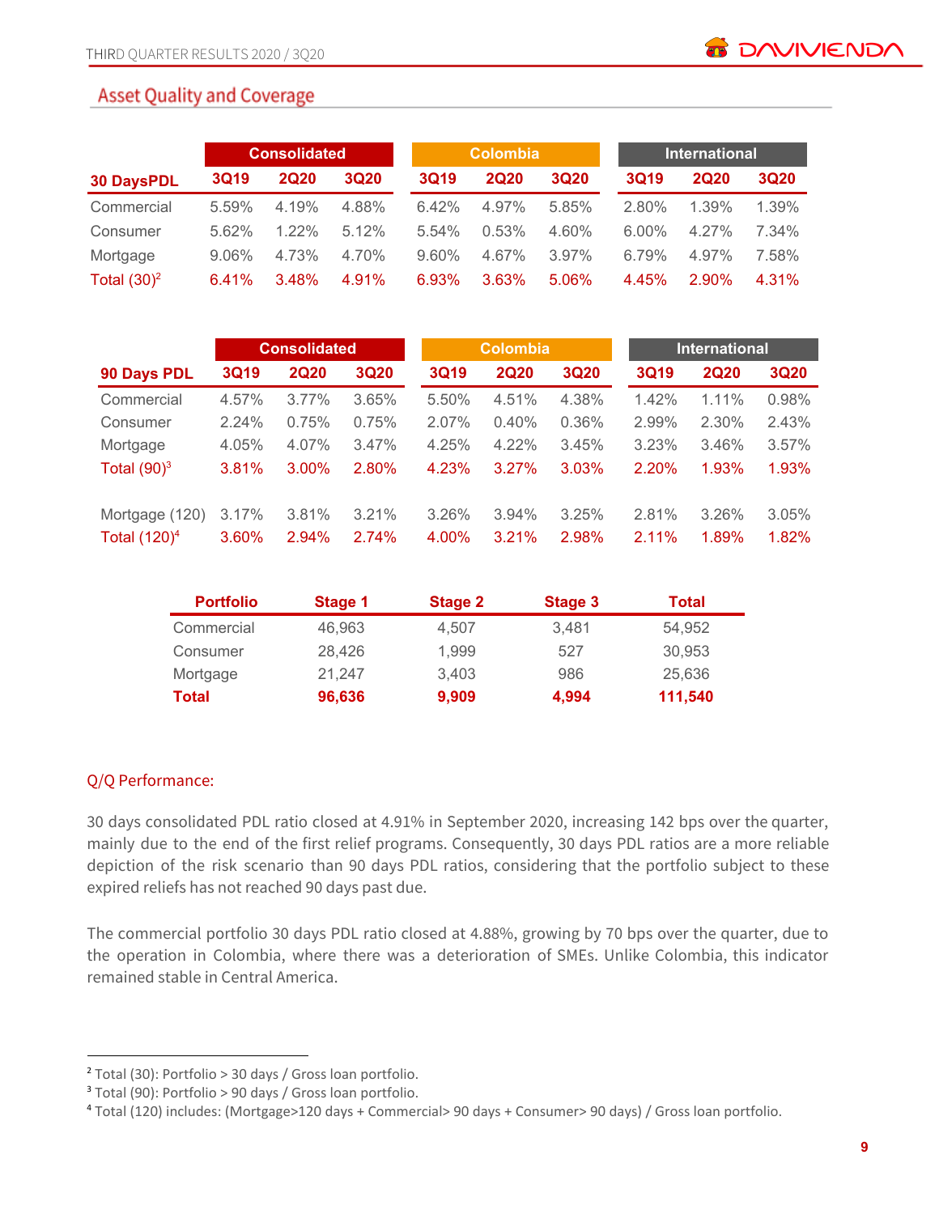## Asset Quality and Coverage

| 30 DaysPDL | Consolidated | | | Colombia | | | International | | |
|---|---|---|---|---|---|---|---|---|---|
| | 3Q19 | 2Q20 | 3Q20 | 3Q19 | 2Q20 | 3Q20 | 3Q19 | 2Q20 | 3Q20 |
| Commercial | 5.59% | 4.19% | 4.88% | 6.42% | 4.97% | 5.85% | 2.80% | 1.39% | 1.39% |
| Consumer | 5.62% | 1.22% | 5.12% | 5.54% | 0.53% | 4.60% | 6.00% | 4.27% | 7.34% |
| Mortgage | 9.06% | 4.73% | 4.70% | 9.60% | 4.67% | 3.97% | 6.79% | 4.97% | 7.58% |
| Total (30)[2] | 6.41% | 3.48% | 4.91% | 6.93% | 3.63% | 5.06% | 4.45% | 2.90% | 4.31% |

| 90 Days PDL | Consolidated | | | Colombia | | | International | | |
|---|---|---|---|---|---|---|---|---|---|
| | 3Q19 | 2Q20 | 3Q20 | 3Q19 | 2Q20 | 3Q20 | 3Q19 | 2Q20 | 3Q20 |
| Commercial | 4.57% | 3.77% | 3.65% | 5.50% | 4.51% | 4.38% | 1.42% | 1.11% | 0.98% |
| Consumer | 2.24% | 0.75% | 0.75% | 2.07% | 0.40% | 0.36% | 2.99% | 2.30% | 2.43% |
| Mortgage | 4.05% | 4.07% | 3.47% | 4.25% | 4.22% | 3.45% | 3.23% | 3.46% | 3.57% |
| Total (90)[3] | 3.81% | 3.00% | 2.80% | 4.23% | 3.27% | 3.03% | 2.20% | 1.93% | 1.93% |
| | | | | | | | | | |
| Mortgage (120) | 3.17% | 3.81% | 3.21% | 3.26% | 3.94% | 3.25% | 2.81% | 3.26% | 3.05% |
| Total (120)[4] | 3.60% | 2.94% | 2.74% | 4.00% | 3.21% | 2.98% | 2.11% | 1.89% | 1.82% |

| Portfolio | Stage 1 | Stage 2 | Stage 3 | Total |
|---|---|---|---|---|
| Commercial | 46,963 | 4,507 | 3,481 | 54,952 |
| Consumer | 28,426 | 1,999 | 527 | 30,953 |
| Mortgage | 21,247 | 3,403 | 986 | 25,636 |
| **Total** | **96,636** | **9,909** | **4,994** | **111,540** |

### Q/Q Performance:

30 days consolidated PDL ratio closed at 4.91% in September 2020, increasing 142 bps over the quarter, mainly due to the end of the first relief programs. Consequently, 30 days PDL ratios are a more reliable depiction of the risk scenario than 90 days PDL ratios, considering that the portfolio subject to these expired reliefs has not reached 90 days past due.

The commercial portfolio 30 days PDL ratio closed at 4.88%, growing by 70 bps over the quarter, due to the operation in Colombia, where there was a deterioration of SMEs. Unlike Colombia, this indicator remained stable in Central America.

---

[2] Total (30): Portfolio > 30 days / Gross loan portfolio.
[3] Total (90): Portfolio > 90 days / Gross loan portfolio.
[4] Total (120) includes: (Mortgage>120 days + Commercial> 90 days + Consumer> 90 days) / Gross loan portfolio.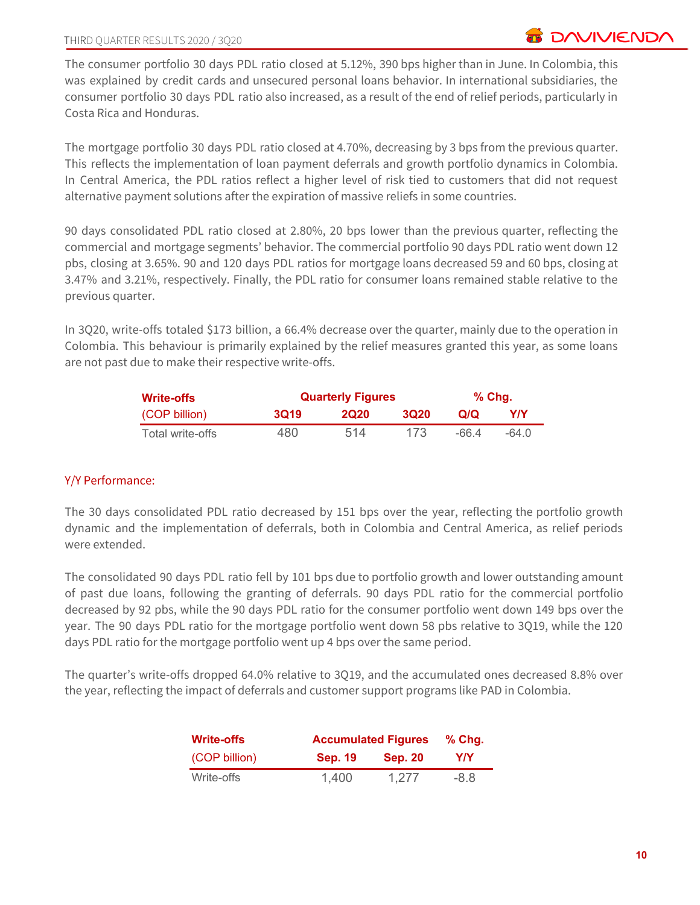The consumer portfolio 30 days PDL ratio closed at 5.12%, 390 bps higher than in June. In Colombia, this was explained by credit cards and unsecured personal loans behavior. In international subsidiaries, the consumer portfolio 30 days PDL ratio also increased, as a result of the end of relief periods, particularly in Costa Rica and Honduras.

The mortgage portfolio 30 days PDL ratio closed at 4.70%, decreasing by 3 bps from the previous quarter. This reflects the implementation of loan payment deferrals and growth portfolio dynamics in Colombia. In Central America, the PDL ratios reflect a higher level of risk tied to customers that did not request alternative payment solutions after the expiration of massive reliefs in some countries.

90 days consolidated PDL ratio closed at 2.80%, 20 bps lower than the previous quarter, reflecting the commercial and mortgage segments' behavior. The commercial portfolio 90 days PDL ratio went down 12 pbs, closing at 3.65%. 90 and 120 days PDL ratios for mortgage loans decreased 59 and 60 bps, closing at 3.47% and 3.21%, respectively. Finally, the PDL ratio for consumer loans remained stable relative to the previous quarter.

In 3Q20, write-offs totaled $173 billion, a 66.4% decrease over the quarter, mainly due to the operation in Colombia. This behaviour is primarily explained by the relief measures granted this year, as some loans are not past due to make their respective write-offs.

| **Write-offs** | **Quarterly Figures** | | | **% Chg.** | |
|---|---|---|---|---|---|
| (COP billion) | **3Q19** | **2Q20** | **3Q20** | **Q/Q** | **Y/Y** |
| Total write-offs | 480 | 514 | 173 | -66.4 | -64.0 |

## Y/Y Performance:

The 30 days consolidated PDL ratio decreased by 151 bps over the year, reflecting the portfolio growth dynamic and the implementation of deferrals, both in Colombia and Central America, as relief periods were extended.

The consolidated 90 days PDL ratio fell by 101 bps due to portfolio growth and lower outstanding amount of past due loans, following the granting of deferrals. 90 days PDL ratio for the commercial portfolio decreased by 92 pbs, while the 90 days PDL ratio for the consumer portfolio went down 149 bps over the year. The 90 days PDL ratio for the mortgage portfolio went down 58 pbs relative to 3Q19, while the 120 days PDL ratio for the mortgage portfolio went up 4 bps over the same period.

The quarter's write-offs dropped 64.0% relative to 3Q19, and the accumulated ones decreased 8.8% over the year, reflecting the impact of deferrals and customer support programs like PAD in Colombia.

| **Write-offs** | **Accumulated Figures** | | **% Chg.** |
|---|---|---|---|
| (COP billion) | **Sep. 19** | **Sep. 20** | **Y/Y** |
| Write-offs | 1,400 | 1,277 | -8.8 |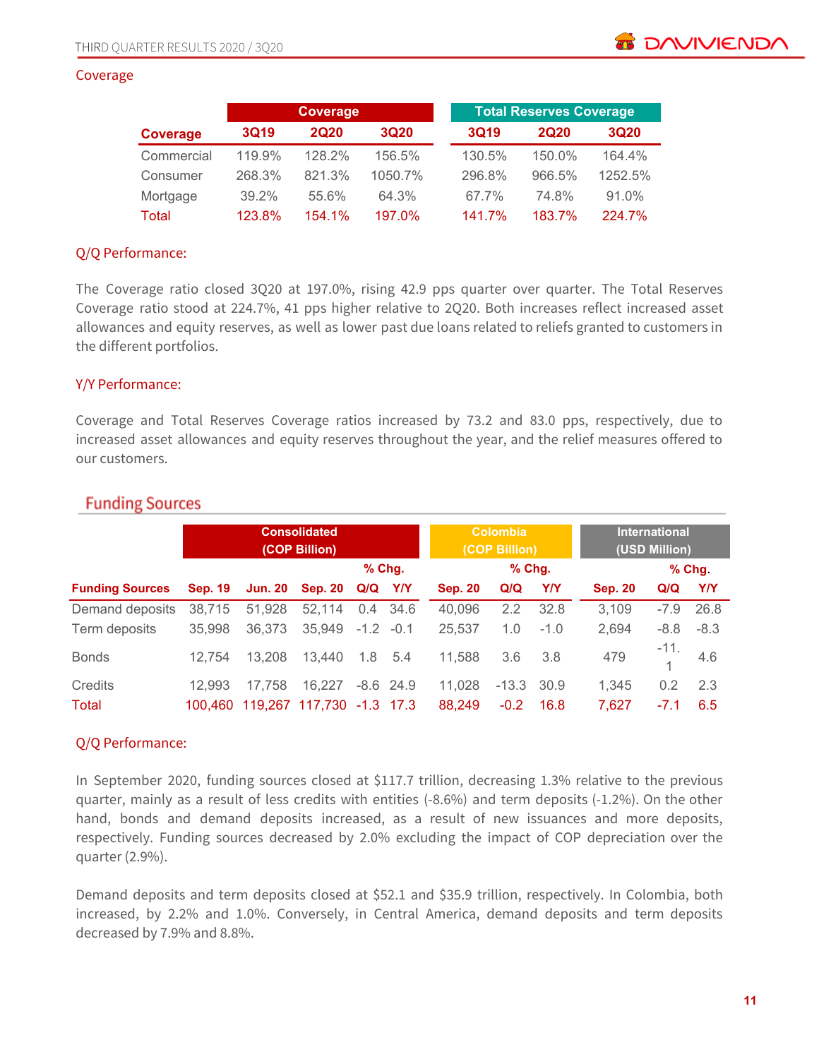## Coverage

| Coverage | Coverage | | | Total Reserves Coverage | | |
|---|---|---|---|---|---|---|
| | 3Q19 | 2Q20 | 3Q20 | 3Q19 | 2Q20 | 3Q20 |
| Commercial | 119.9% | 128.2% | 156.5% | 130.5% | 150.0% | 164.4% |
| Consumer | 268.3% | 821.3% | 1050.7% | 296.8% | 966.5% | 1252.5% |
| Mortgage | 39.2% | 55.6% | 64.3% | 67.7% | 74.8% | 91.0% |
| Total | 123.8% | 154.1% | 197.0% | 141.7% | 183.7% | 224.7% |

### Q/Q Performance:

The Coverage ratio closed 3Q20 at 197.0%, rising 42.9 pps quarter over quarter. The Total Reserves Coverage ratio stood at 224.7%, 41 pps higher relative to 2Q20. Both increases reflect increased asset allowances and equity reserves, as well as lower past due loans related to reliefs granted to customers in the different portfolios.

### Y/Y Performance:

Coverage and Total Reserves Coverage ratios increased by 73.2 and 83.0 pps, respectively, due to increased asset allowances and equity reserves throughout the year, and the relief measures offered to our customers.

## Funding Sources

| Funding Sources | Consolidated (COP Billion) | | | | | Colombia (COP Billion) | | | International (USD Million) | | |
|---|---|---|---|---|---|---|---|---|---|---|---|
| | Sep. 19 | Jun. 20 | Sep. 20 | % Chg. Q/Q | % Chg. Y/Y | Sep. 20 | % Chg. Q/Q | % Chg. Y/Y | Sep. 20 | % Chg. Q/Q | % Chg. Y/Y |
| Demand deposits | 38,715 | 51,928 | 52,114 | 0.4 | 34.6 | 40,096 | 2.2 | 32.8 | 3,109 | -7.9 | 26.8 |
| Term deposits | 35,998 | 36,373 | 35,949 | -1.2 | -0.1 | 25,537 | 1.0 | -1.0 | 2,694 | -8.8 | -8.3 |
| Bonds | 12,754 | 13,208 | 13,440 | 1.8 | 5.4 | 11,588 | 3.6 | 3.8 | 479 | -11.1 | 4.6 |
| Credits | 12,993 | 17,758 | 16,227 | -8.6 | 24.9 | 11,028 | -13.3 | 30.9 | 1,345 | 0.2 | 2.3 |
| Total | 100,460 | 119,267 | 117,730 | -1.3 | 17.3 | 88,249 | -0.2 | 16.8 | 7,627 | -7.1 | 6.5 |

### Q/Q Performance:

In September 2020, funding sources closed at $117.7 trillion, decreasing 1.3% relative to the previous quarter, mainly as a result of less credits with entities (-8.6%) and term deposits (-1.2%). On the other hand, bonds and demand deposits increased, as a result of new issuances and more deposits, respectively. Funding sources decreased by 2.0% excluding the impact of COP depreciation over the quarter (2.9%).

Demand deposits and term deposits closed at $52.1 and $35.9 trillion, respectively. In Colombia, both increased, by 2.2% and 1.0%. Conversely, in Central America, demand deposits and term deposits decreased by 7.9% and 8.8%.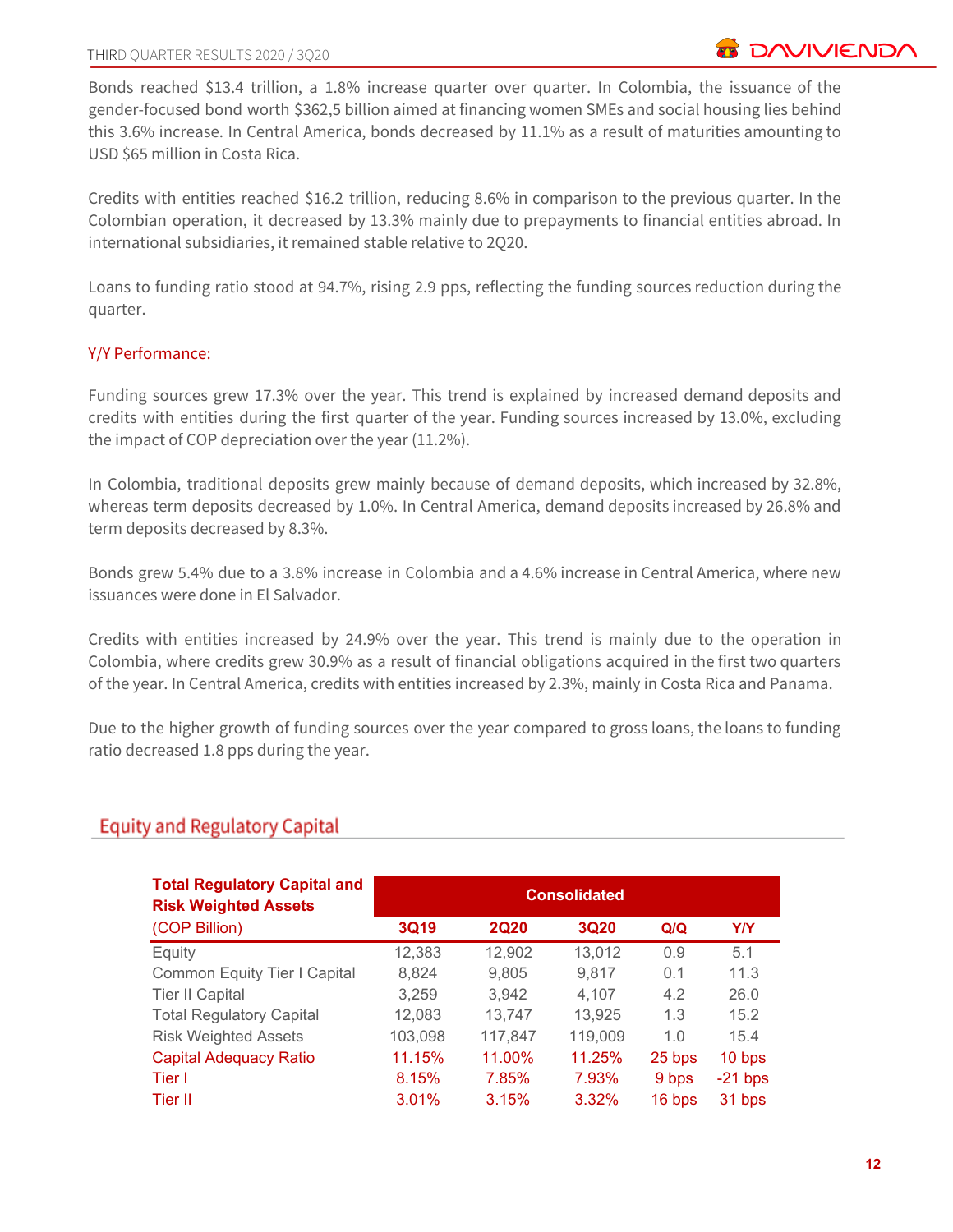Bonds reached $13.4 trillion, a 1.8% increase quarter over quarter. In Colombia, the issuance of the gender-focused bond worth $362,5 billion aimed at financing women SMEs and social housing lies behind this 3.6% increase. In Central America, bonds decreased by 11.1% as a result of maturities amounting to USD $65 million in Costa Rica.

Credits with entities reached $16.2 trillion, reducing 8.6% in comparison to the previous quarter. In the Colombian operation, it decreased by 13.3% mainly due to prepayments to financial entities abroad. In international subsidiaries, it remained stable relative to 2Q20.

Loans to funding ratio stood at 94.7%, rising 2.9 pps, reflecting the funding sources reduction during the quarter.

Y/Y Performance:

Funding sources grew 17.3% over the year. This trend is explained by increased demand deposits and credits with entities during the first quarter of the year. Funding sources increased by 13.0%, excluding the impact of COP depreciation over the year (11.2%).

In Colombia, traditional deposits grew mainly because of demand deposits, which increased by 32.8%, whereas term deposits decreased by 1.0%. In Central America, demand deposits increased by 26.8% and term deposits decreased by 8.3%.

Bonds grew 5.4% due to a 3.8% increase in Colombia and a 4.6% increase in Central America, where new issuances were done in El Salvador.

Credits with entities increased by 24.9% over the year. This trend is mainly due to the operation in Colombia, where credits grew 30.9% as a result of financial obligations acquired in the first two quarters of the year. In Central America, credits with entities increased by 2.3%, mainly in Costa Rica and Panama.

Due to the higher growth of funding sources over the year compared to gross loans, the loans to funding ratio decreased 1.8 pps during the year.

## Equity and Regulatory Capital

| **Total Regulatory Capital and Risk Weighted Assets** | **Consolidated** | | | | |
|---|---|---|---|---|---|
| (COP Billion) | **3Q19** | **2Q20** | **3Q20** | **Q/Q** | **Y/Y** |
| Equity | 12,383 | 12,902 | 13,012 | 0.9 | 5.1 |
| Common Equity Tier I Capital | 8,824 | 9,805 | 9,817 | 0.1 | 11.3 |
| Tier II Capital | 3,259 | 3,942 | 4,107 | 4.2 | 26.0 |
| Total Regulatory Capital | 12,083 | 13,747 | 13,925 | 1.3 | 15.2 |
| Risk Weighted Assets | 103,098 | 117,847 | 119,009 | 1.0 | 15.4 |
| Capital Adequacy Ratio | 11.15% | 11.00% | 11.25% | 25 bps | 10 bps |
| Tier I | 8.15% | 7.85% | 7.93% | 9 bps | -21 bps |
| Tier II | 3.01% | 3.15% | 3.32% | 16 bps | 31 bps |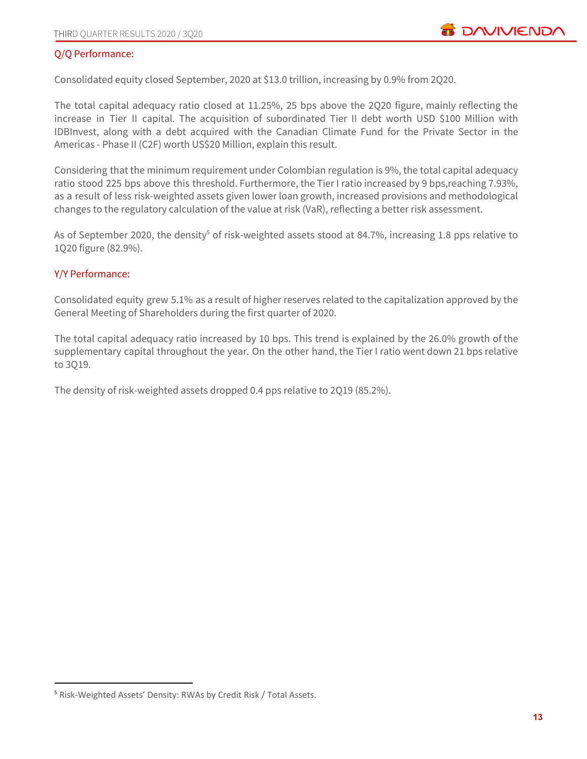## Q/Q Performance:

Consolidated equity closed September, 2020 at $13.0 trillion, increasing by 0.9% from 2Q20.

The total capital adequacy ratio closed at 11.25%, 25 bps above the 2Q20 figure, mainly reflecting the increase in Tier II capital. The acquisition of subordinated Tier II debt worth USD $100 Million with IDBInvest, along with a debt acquired with the Canadian Climate Fund for the Private Sector in the Americas - Phase II (C2F) worth US$20 Million, explain this result.

Considering that the minimum requirement under Colombian regulation is 9%, the total capital adequacy ratio stood 225 bps above this threshold. Furthermore, the Tier I ratio increased by 9 bps,reaching 7.93%, as a result of less risk-weighted assets given lower loan growth, increased provisions and methodological changes to the regulatory calculation of the value at risk (VaR), reflecting a better risk assessment.

As of September 2020, the density[5] of risk-weighted assets stood at 84.7%, increasing 1.8 pps relative to 1Q20 figure (82.9%).

## Y/Y Performance:

Consolidated equity grew 5.1% as a result of higher reserves related to the capitalization approved by the General Meeting of Shareholders during the first quarter of 2020.

The total capital adequacy ratio increased by 10 bps. This trend is explained by the 26.0% growth of the supplementary capital throughout the year. On the other hand, the Tier I ratio went down 21 bps relative to 3Q19.

The density of risk-weighted assets dropped 0.4 pps relative to 2Q19 (85.2%).

---

[5] Risk-Weighted Assets' Density: RWAs by Credit Risk / Total Assets.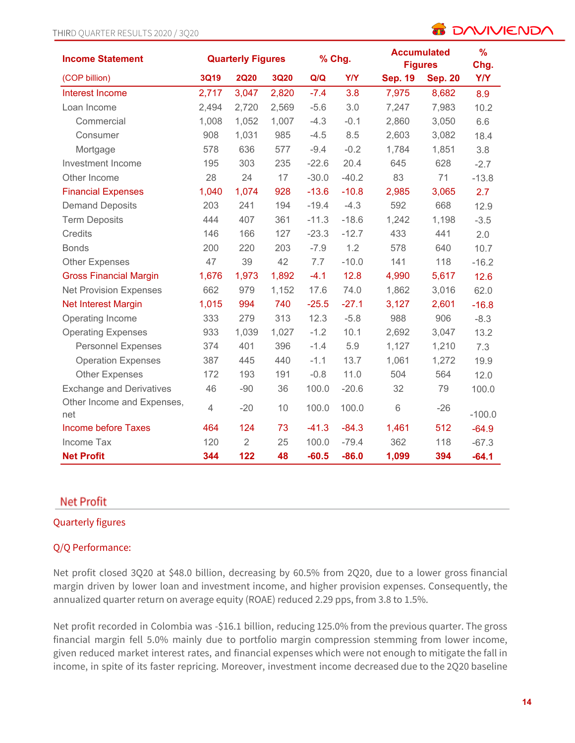| Income Statement | Quarterly Figures | | | % Chg. | | Accumulated Figures | | % Chg. |
|---|---|---|---|---|---|---|---|---|
| (COP billion) | 3Q19 | 2Q20 | 3Q20 | Q/Q | Y/Y | Sep. 19 | Sep. 20 | Y/Y |
| Interest Income | 2,717 | 3,047 | 2,820 | -7.4 | 3.8 | 7,975 | 8,682 | 8.9 |
| Loan Income | 2,494 | 2,720 | 2,569 | -5.6 | 3.0 | 7,247 | 7,983 | 10.2 |
| Commercial | 1,008 | 1,052 | 1,007 | -4.3 | -0.1 | 2,860 | 3,050 | 6.6 |
| Consumer | 908 | 1,031 | 985 | -4.5 | 8.5 | 2,603 | 3,082 | 18.4 |
| Mortgage | 578 | 636 | 577 | -9.4 | -0.2 | 1,784 | 1,851 | 3.8 |
| Investment Income | 195 | 303 | 235 | -22.6 | 20.4 | 645 | 628 | -2.7 |
| Other Income | 28 | 24 | 17 | -30.0 | -40.2 | 83 | 71 | -13.8 |
| Financial Expenses | 1,040 | 1,074 | 928 | -13.6 | -10.8 | 2,985 | 3,065 | 2.7 |
| Demand Deposits | 203 | 241 | 194 | -19.4 | -4.3 | 592 | 668 | 12.9 |
| Term Deposits | 444 | 407 | 361 | -11.3 | -18.6 | 1,242 | 1,198 | -3.5 |
| Credits | 146 | 166 | 127 | -23.3 | -12.7 | 433 | 441 | 2.0 |
| Bonds | 200 | 220 | 203 | -7.9 | 1.2 | 578 | 640 | 10.7 |
| Other Expenses | 47 | 39 | 42 | 7.7 | -10.0 | 141 | 118 | -16.2 |
| Gross Financial Margin | 1,676 | 1,973 | 1,892 | -4.1 | 12.8 | 4,990 | 5,617 | 12.6 |
| Net Provision Expenses | 662 | 979 | 1,152 | 17.6 | 74.0 | 1,862 | 3,016 | 62.0 |
| Net Interest Margin | 1,015 | 994 | 740 | -25.5 | -27.1 | 3,127 | 2,601 | -16.8 |
| Operating Income | 333 | 279 | 313 | 12.3 | -5.8 | 988 | 906 | -8.3 |
| Operating Expenses | 933 | 1,039 | 1,027 | -1.2 | 10.1 | 2,692 | 3,047 | 13.2 |
| Personnel Expenses | 374 | 401 | 396 | -1.4 | 5.9 | 1,127 | 1,210 | 7.3 |
| Operation Expenses | 387 | 445 | 440 | -1.1 | 13.7 | 1,061 | 1,272 | 19.9 |
| Other Expenses | 172 | 193 | 191 | -0.8 | 11.0 | 504 | 564 | 12.0 |
| Exchange and Derivatives | 46 | -90 | 36 | 100.0 | -20.6 | 32 | 79 | 100.0 |
| Other Income and Expenses, net | 4 | -20 | 10 | 100.0 | 100.0 | 6 | -26 | -100.0 |
| Income before Taxes | 464 | 124 | 73 | -41.3 | -84.3 | 1,461 | 512 | -64.9 |
| Income Tax | 120 | 2 | 25 | 100.0 | -79.4 | 362 | 118 | -67.3 |
| **Net Profit** | **344** | **122** | **48** | **-60.5** | **-86.0** | **1,099** | **394** | **-64.1** |

## Net Profit

### Quarterly figures

### Q/Q Performance:

Net profit closed 3Q20 at $48.0 billion, decreasing by 60.5% from 2Q20, due to a lower gross financial margin driven by lower loan and investment income, and higher provision expenses. Consequently, the annualized quarter return on average equity (ROAE) reduced 2.29 pps, from 3.8 to 1.5%.

Net profit recorded in Colombia was -$16.1 billion, reducing 125.0% from the previous quarter. The gross financial margin fell 5.0% mainly due to portfolio margin compression stemming from lower income, given reduced market interest rates, and financial expenses which were not enough to mitigate the fall in income, in spite of its faster repricing. Moreover, investment income decreased due to the 2Q20 baseline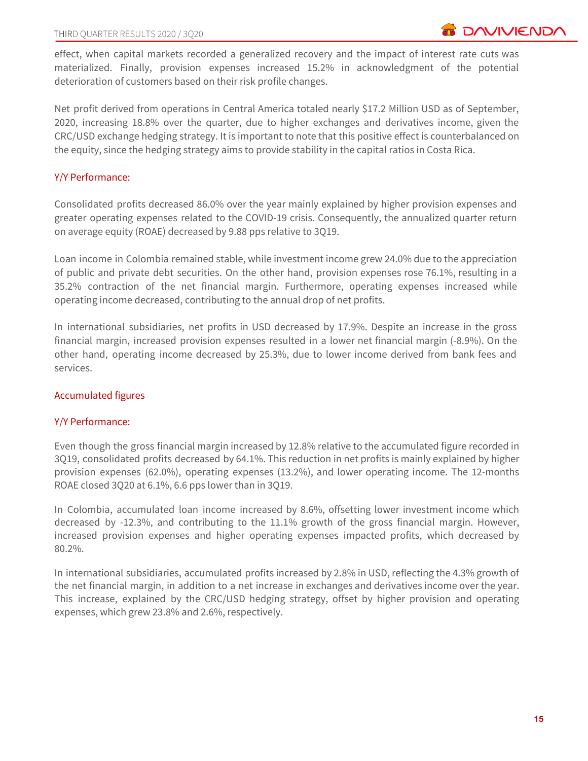effect, when capital markets recorded a generalized recovery and the impact of interest rate cuts was materialized. Finally, provision expenses increased 15.2% in acknowledgment of the potential deterioration of customers based on their risk profile changes.

Net profit derived from operations in Central America totaled nearly $17.2 Million USD as of September, 2020, increasing 18.8% over the quarter, due to higher exchanges and derivatives income, given the CRC/USD exchange hedging strategy. It is important to note that this positive effect is counterbalanced on the equity, since the hedging strategy aims to provide stability in the capital ratios in Costa Rica.

### Y/Y Performance:

Consolidated profits decreased 86.0% over the year mainly explained by higher provision expenses and greater operating expenses related to the COVID-19 crisis. Consequently, the annualized quarter return on average equity (ROAE) decreased by 9.88 pps relative to 3Q19.

Loan income in Colombia remained stable, while investment income grew 24.0% due to the appreciation of public and private debt securities. On the other hand, provision expenses rose 76.1%, resulting in a 35.2% contraction of the net financial margin. Furthermore, operating expenses increased while operating income decreased, contributing to the annual drop of net profits.

In international subsidiaries, net profits in USD decreased by 17.9%. Despite an increase in the gross financial margin, increased provision expenses resulted in a lower net financial margin (-8.9%). On the other hand, operating income decreased by 25.3%, due to lower income derived from bank fees and services.

## Accumulated figures

### Y/Y Performance:

Even though the gross financial margin increased by 12.8% relative to the accumulated figure recorded in 3Q19, consolidated profits decreased by 64.1%. This reduction in net profits is mainly explained by higher provision expenses (62.0%), operating expenses (13.2%), and lower operating income. The 12-months ROAE closed 3Q20 at 6.1%, 6.6 pps lower than in 3Q19.

In Colombia, accumulated loan income increased by 8.6%, offsetting lower investment income which decreased by -12.3%, and contributing to the 11.1% growth of the gross financial margin. However, increased provision expenses and higher operating expenses impacted profits, which decreased by 80.2%.

In international subsidiaries, accumulated profits increased by 2.8% in USD, reflecting the 4.3% growth of the net financial margin, in addition to a net increase in exchanges and derivatives income over the year. This increase, explained by the CRC/USD hedging strategy, offset by higher provision and operating expenses, which grew 23.8% and 2.6%, respectively.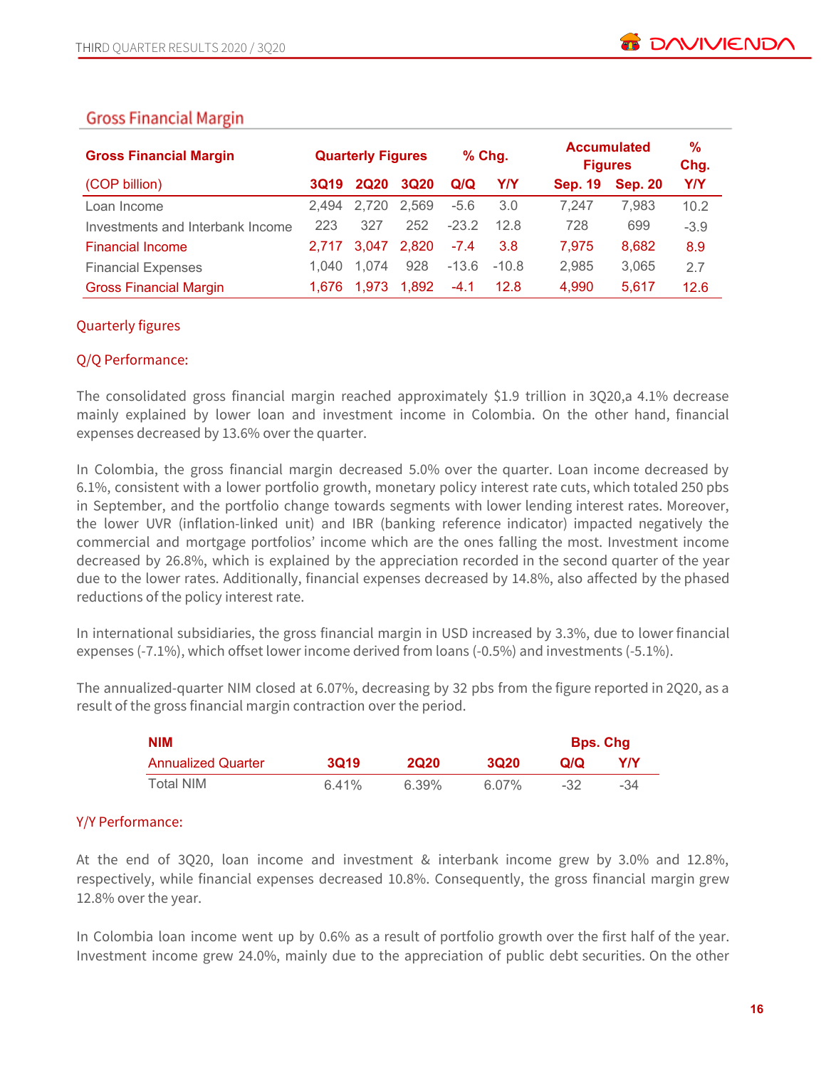## Gross Financial Margin

| Gross Financial Margin | Quarterly Figures | | | % Chg. | | Accumulated Figures | | % Chg. |
|---|---|---|---|---|---|---|---|---|
| (COP billion) | 3Q19 | 2Q20 | 3Q20 | Q/Q | Y/Y | Sep. 19 | Sep. 20 | Y/Y |
| Loan Income | 2,494 | 2,720 | 2,569 | -5.6 | 3.0 | 7,247 | 7,983 | 10.2 |
| Investments and Interbank Income | 223 | 327 | 252 | -23.2 | 12.8 | 728 | 699 | -3.9 |
| Financial Income | 2,717 | 3,047 | 2,820 | -7.4 | 3.8 | 7,975 | 8,682 | 8.9 |
| Financial Expenses | 1,040 | 1,074 | 928 | -13.6 | -10.8 | 2,985 | 3,065 | 2.7 |
| Gross Financial Margin | 1,676 | 1,973 | 1,892 | -4.1 | 12.8 | 4,990 | 5,617 | 12.6 |

### Quarterly figures

### Q/Q Performance:

The consolidated gross financial margin reached approximately $1.9 trillion in 3Q20,a 4.1% decrease mainly explained by lower loan and investment income in Colombia. On the other hand, financial expenses decreased by 13.6% over the quarter.

In Colombia, the gross financial margin decreased 5.0% over the quarter. Loan income decreased by 6.1%, consistent with a lower portfolio growth, monetary policy interest rate cuts, which totaled 250 pbs in September, and the portfolio change towards segments with lower lending interest rates. Moreover, the lower UVR (inflation-linked unit) and IBR (banking reference indicator) impacted negatively the commercial and mortgage portfolios' income which are the ones falling the most. Investment income decreased by 26.8%, which is explained by the appreciation recorded in the second quarter of the year due to the lower rates. Additionally, financial expenses decreased by 14.8%, also affected by the phased reductions of the policy interest rate.

In international subsidiaries, the gross financial margin in USD increased by 3.3%, due to lower financial expenses (-7.1%), which offset lower income derived from loans (-0.5%) and investments (-5.1%).

The annualized-quarter NIM closed at 6.07%, decreasing by 32 pbs from the figure reported in 2Q20, as a result of the gross financial margin contraction over the period.

| NIM | | | | Bps. Chg | |
|---|---|---|---|---|---|
| Annualized Quarter | 3Q19 | 2Q20 | 3Q20 | Q/Q | Y/Y |
| Total NIM | 6.41% | 6.39% | 6.07% | -32 | -34 |

### Y/Y Performance:

At the end of 3Q20, loan income and investment & interbank income grew by 3.0% and 12.8%, respectively, while financial expenses decreased 10.8%. Consequently, the gross financial margin grew 12.8% over the year.

In Colombia loan income went up by 0.6% as a result of portfolio growth over the first half of the year. Investment income grew 24.0%, mainly due to the appreciation of public debt securities. On the other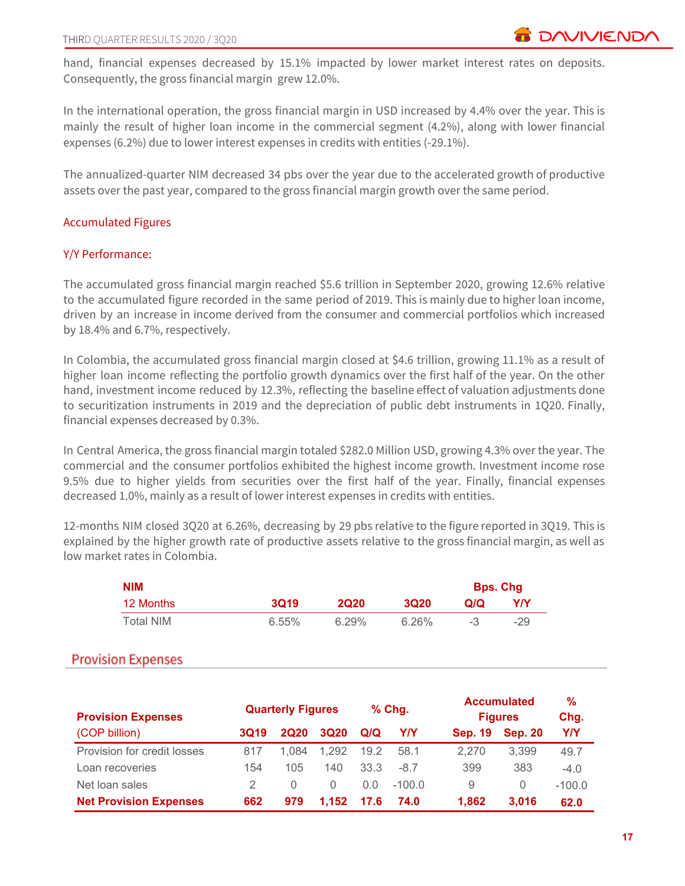hand, financial expenses decreased by 15.1% impacted by lower market interest rates on deposits. Consequently, the gross financial margin grew 12.0%.

In the international operation, the gross financial margin in USD increased by 4.4% over the year. This is mainly the result of higher loan income in the commercial segment (4.2%), along with lower financial expenses (6.2%) due to lower interest expenses in credits with entities (-29.1%).

The annualized-quarter NIM decreased 34 pbs over the year due to the accelerated growth of productive assets over the past year, compared to the gross financial margin growth over the same period.

### Accumulated Figures

### Y/Y Performance:

The accumulated gross financial margin reached $5.6 trillion in September 2020, growing 12.6% relative to the accumulated figure recorded in the same period of 2019. This is mainly due to higher loan income, driven by an increase in income derived from the consumer and commercial portfolios which increased by 18.4% and 6.7%, respectively.

In Colombia, the accumulated gross financial margin closed at $4.6 trillion, growing 11.1% as a result of higher loan income reflecting the portfolio growth dynamics over the first half of the year. On the other hand, investment income reduced by 12.3%, reflecting the baseline effect of valuation adjustments done to securitization instruments in 2019 and the depreciation of public debt instruments in 1Q20. Finally, financial expenses decreased by 0.3%.

In Central America, the gross financial margin totaled $282.0 Million USD, growing 4.3% over the year. The commercial and the consumer portfolios exhibited the highest income growth. Investment income rose 9.5% due to higher yields from securities over the first half of the year. Finally, financial expenses decreased 1.0%, mainly as a result of lower interest expenses in credits with entities.

12-months NIM closed 3Q20 at 6.26%, decreasing by 29 pbs relative to the figure reported in 3Q19. This is explained by the higher growth rate of productive assets relative to the gross financial margin, as well as low market rates in Colombia.

| NIM | | | | Bps. Chg | |
|---|---|---|---|---|---|
| 12 Months | 3Q19 | 2Q20 | 3Q20 | Q/Q | Y/Y |
| Total NIM | 6.55% | 6.29% | 6.26% | -3 | -29 |

## Provision Expenses

| Provision Expenses | Quarterly Figures | | | % Chg. | | Accumulated Figures | | % Chg. |
|---|---|---|---|---|---|---|---|---|
| (COP billion) | 3Q19 | 2Q20 | 3Q20 | Q/Q | Y/Y | Sep. 19 | Sep. 20 | Y/Y |
| Provision for credit losses | 817 | 1,084 | 1,292 | 19.2 | 58.1 | 2,270 | 3,399 | 49.7 |
| Loan recoveries | 154 | 105 | 140 | 33.3 | -8.7 | 399 | 383 | -4.0 |
| Net loan sales | 2 | 0 | 0 | 0.0 | -100.0 | 9 | 0 | -100.0 |
| **Net Provision Expenses** | **662** | **979** | **1,152** | **17.6** | **74.0** | **1,862** | **3,016** | **62.0** |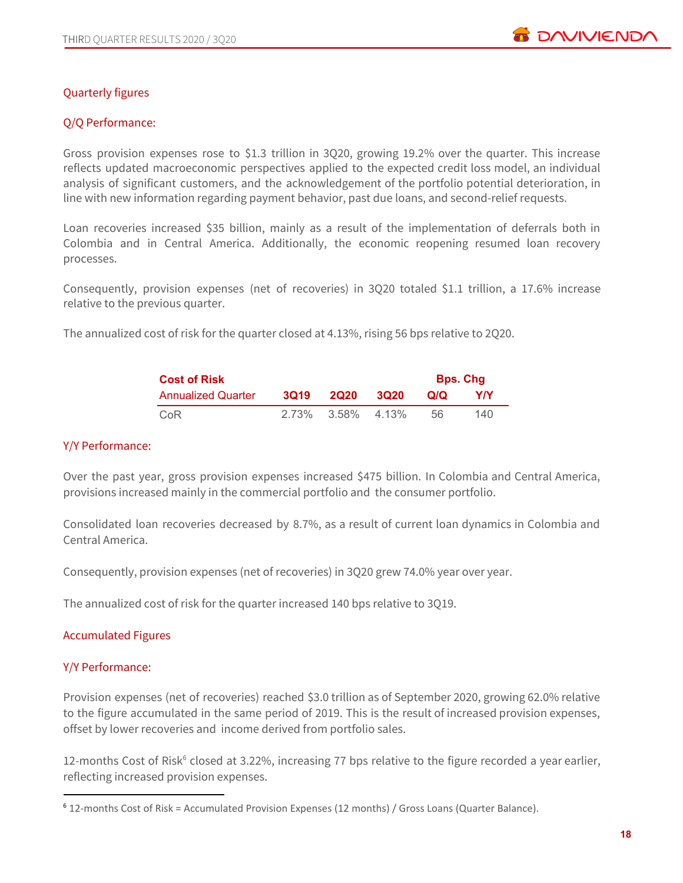## Quarterly figures

### Q/Q Performance:

Gross provision expenses rose to $1.3 trillion in 3Q20, growing 19.2% over the quarter. This increase reflects updated macroeconomic perspectives applied to the expected credit loss model, an individual analysis of significant customers, and the acknowledgement of the portfolio potential deterioration, in line with new information regarding payment behavior, past due loans, and second-relief requests.

Loan recoveries increased $35 billion, mainly as a result of the implementation of deferrals both in Colombia and in Central America. Additionally, the economic reopening resumed loan recovery processes.

Consequently, provision expenses (net of recoveries) in 3Q20 totaled $1.1 trillion, a 17.6% increase relative to the previous quarter.

The annualized cost of risk for the quarter closed at 4.13%, rising 56 bps relative to 2Q20.

| **Cost of Risk** | | | | **Bps. Chg** | |
|---|---|---|---|---|---|
| Annualized Quarter | **3Q19** | **2Q20** | **3Q20** | **Q/Q** | **Y/Y** |
| CoR | 2.73% | 3.58% | 4.13% | 56 | 140 |

### Y/Y Performance:

Over the past year, gross provision expenses increased $475 billion. In Colombia and Central America, provisions increased mainly in the commercial portfolio and the consumer portfolio.

Consolidated loan recoveries decreased by 8.7%, as a result of current loan dynamics in Colombia and Central America.

Consequently, provision expenses (net of recoveries) in 3Q20 grew 74.0% year over year.

The annualized cost of risk for the quarter increased 140 bps relative to 3Q19.

## Accumulated Figures

### Y/Y Performance:

Provision expenses (net of recoveries) reached $3.0 trillion as of September 2020, growing 62.0% relative to the figure accumulated in the same period of 2019. This is the result of increased provision expenses, offset by lower recoveries and income derived from portfolio sales.

12-months Cost of Risk[6] closed at 3.22%, increasing 77 bps relative to the figure recorded a year earlier, reflecting increased provision expenses.

---

[6] 12-months Cost of Risk = Accumulated Provision Expenses (12 months) / Gross Loans (Quarter Balance).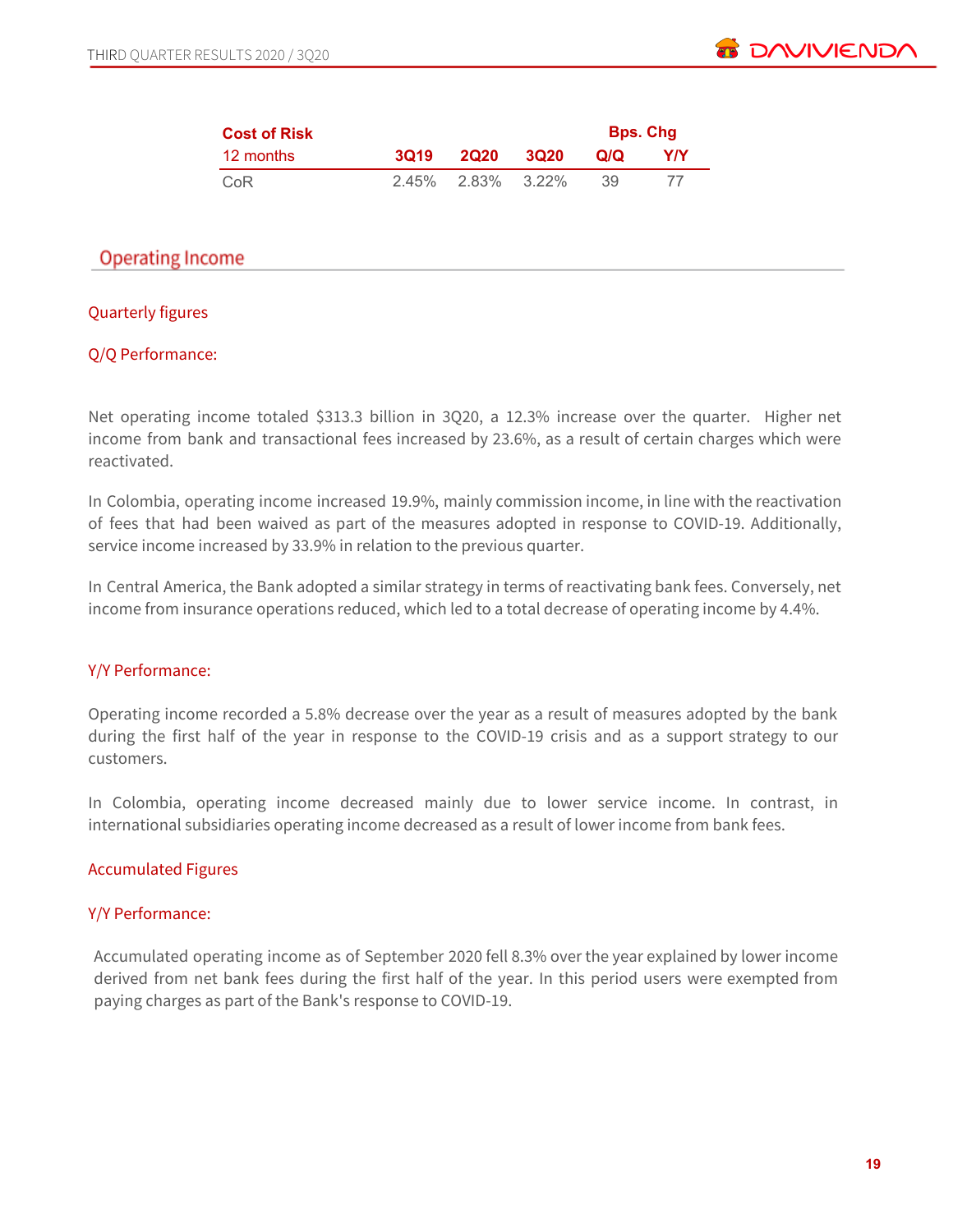| **Cost of Risk** | | | | **Bps. Chg** | |
|---|---|---|---|---|---|
| 12 months | **3Q19** | **2Q20** | **3Q20** | **Q/Q** | **Y/Y** |
| CoR | 2.45% | 2.83% | 3.22% | 39 | 77 |

## Operating Income

### Quarterly figures

### Q/Q Performance:

Net operating income totaled $313.3 billion in 3Q20, a 12.3% increase over the quarter. Higher net income from bank and transactional fees increased by 23.6%, as a result of certain charges which were reactivated.

In Colombia, operating income increased 19.9%, mainly commission income, in line with the reactivation of fees that had been waived as part of the measures adopted in response to COVID-19. Additionally, service income increased by 33.9% in relation to the previous quarter.

In Central America, the Bank adopted a similar strategy in terms of reactivating bank fees. Conversely, net income from insurance operations reduced, which led to a total decrease of operating income by 4.4%.

### Y/Y Performance:

Operating income recorded a 5.8% decrease over the year as a result of measures adopted by the bank during the first half of the year in response to the COVID-19 crisis and as a support strategy to our customers.

In Colombia, operating income decreased mainly due to lower service income. In contrast, in international subsidiaries operating income decreased as a result of lower income from bank fees.

### Accumulated Figures

### Y/Y Performance:

Accumulated operating income as of September 2020 fell 8.3% over the year explained by lower income derived from net bank fees during the first half of the year. In this period users were exempted from paying charges as part of the Bank's response to COVID-19.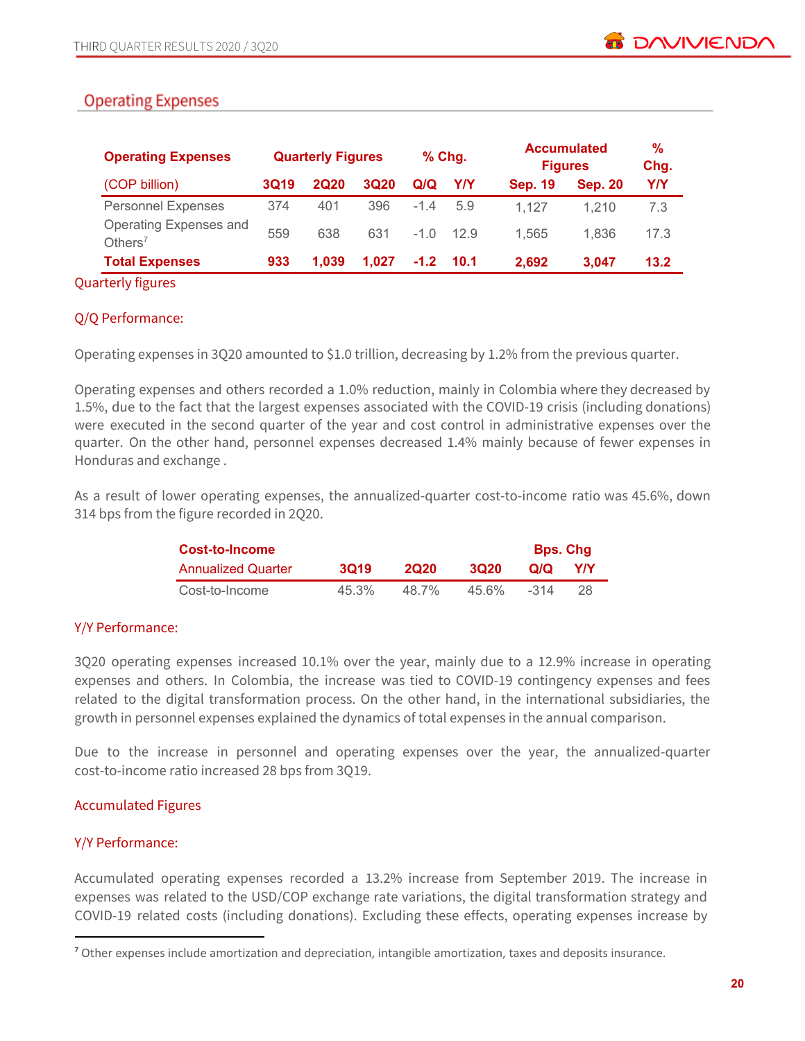## Operating Expenses

| Operating Expenses | Quarterly Figures | | | % Chg. | | Accumulated Figures | | % Chg. |
|---|---|---|---|---|---|---|---|---|
| (COP billion) | 3Q19 | 2Q20 | 3Q20 | Q/Q | Y/Y | Sep. 19 | Sep. 20 | Y/Y |
| Personnel Expenses | 374 | 401 | 396 | -1.4 | 5.9 | 1,127 | 1,210 | 7.3 |
| Operating Expenses and Others[7] | 559 | 638 | 631 | -1.0 | 12.9 | 1,565 | 1,836 | 17.3 |
| **Total Expenses** | **933** | **1,039** | **1,027** | **-1.2** | **10.1** | **2,692** | **3,047** | **13.2** |

### Quarterly figures

#### Q/Q Performance:

Operating expenses in 3Q20 amounted to $1.0 trillion, decreasing by 1.2% from the previous quarter.

Operating expenses and others recorded a 1.0% reduction, mainly in Colombia where they decreased by 1.5%, due to the fact that the largest expenses associated with the COVID-19 crisis (including donations) were executed in the second quarter of the year and cost control in administrative expenses over the quarter. On the other hand, personnel expenses decreased 1.4% mainly because of fewer expenses in Honduras and exchange .

As a result of lower operating expenses, the annualized-quarter cost-to-income ratio was 45.6%, down 314 bps from the figure recorded in 2Q20.

| Cost-to-Income | | | | Bps. Chg | |
|---|---|---|---|---|---|
| Annualized Quarter | 3Q19 | 2Q20 | 3Q20 | Q/Q | Y/Y |
| Cost-to-Income | 45.3% | 48.7% | 45.6% | -314 | 28 |

#### Y/Y Performance:

3Q20 operating expenses increased 10.1% over the year, mainly due to a 12.9% increase in operating expenses and others. In Colombia, the increase was tied to COVID-19 contingency expenses and fees related to the digital transformation process. On the other hand, in the international subsidiaries, the growth in personnel expenses explained the dynamics of total expenses in the annual comparison.

Due to the increase in personnel and operating expenses over the year, the annualized-quarter cost-to-income ratio increased 28 bps from 3Q19.

### Accumulated Figures

#### Y/Y Performance:

Accumulated operating expenses recorded a 13.2% increase from September 2019. The increase in expenses was related to the USD/COP exchange rate variations, the digital transformation strategy and COVID-19 related costs (including donations). Excluding these effects, operating expenses increase by

[7] Other expenses include amortization and depreciation, intangible amortization, taxes and deposits insurance.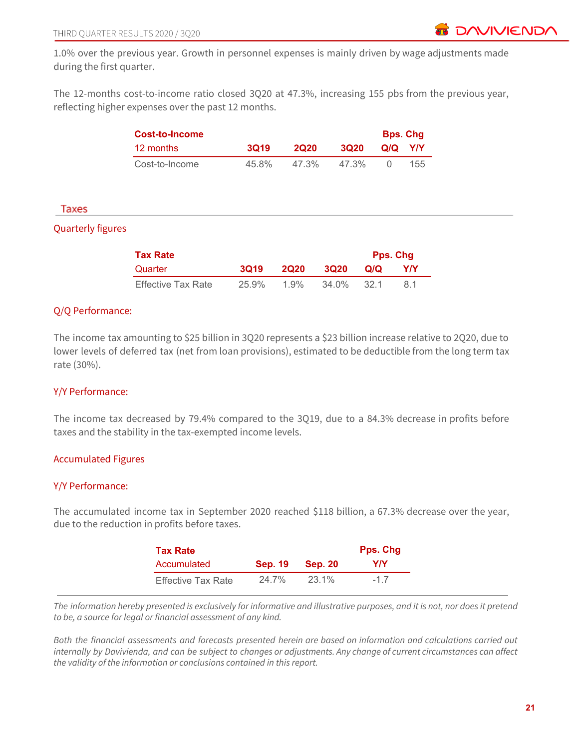1.0% over the previous year. Growth in personnel expenses is mainly driven by wage adjustments made during the first quarter.

The 12-months cost-to-income ratio closed 3Q20 at 47.3%, increasing 155 pbs from the previous year, reflecting higher expenses over the past 12 months.

| **Cost-to-Income** | | | | **Bps. Chg** | |
|---|---|---|---|---|---|
| 12 months | **3Q19** | **2Q20** | **3Q20** | **Q/Q** | **Y/Y** |
| Cost-to-Income | 45.8% | 47.3% | 47.3% | 0 | 155 |

## Taxes

### Quarterly figures

| **Tax Rate** | | | | **Pps. Chg** | |
|---|---|---|---|---|---|
| Quarter | **3Q19** | **2Q20** | **3Q20** | **Q/Q** | **Y/Y** |
| Effective Tax Rate | 25.9% | 1.9% | 34.0% | 32.1 | 8.1 |

### Q/Q Performance:

The income tax amounting to $25 billion in 3Q20 represents a $23 billion increase relative to 2Q20, due to lower levels of deferred tax (net from loan provisions), estimated to be deductible from the long term tax rate (30%).

### Y/Y Performance:

The income tax decreased by 79.4% compared to the 3Q19, due to a 84.3% decrease in profits before taxes and the stability in the tax-exempted income levels.

### Accumulated Figures

### Y/Y Performance:

The accumulated income tax in September 2020 reached $118 billion, a 67.3% decrease over the year, due to the reduction in profits before taxes.

| **Tax Rate** | | | **Pps. Chg** |
|---|---|---|---|
| Accumulated | **Sep. 19** | **Sep. 20** | **Y/Y** |
| Effective Tax Rate | 24.7% | 23.1% | -1.7 |

*The information hereby presented is exclusively for informative and illustrative purposes, and it is not, nor does it pretend to be, a source for legal or financial assessment of any kind.*

*Both the financial assessments and forecasts presented herein are based on information and calculations carried out internally by Davivienda, and can be subject to changes or adjustments. Any change of current circumstances can affect the validity of the information or conclusions contained in this report.*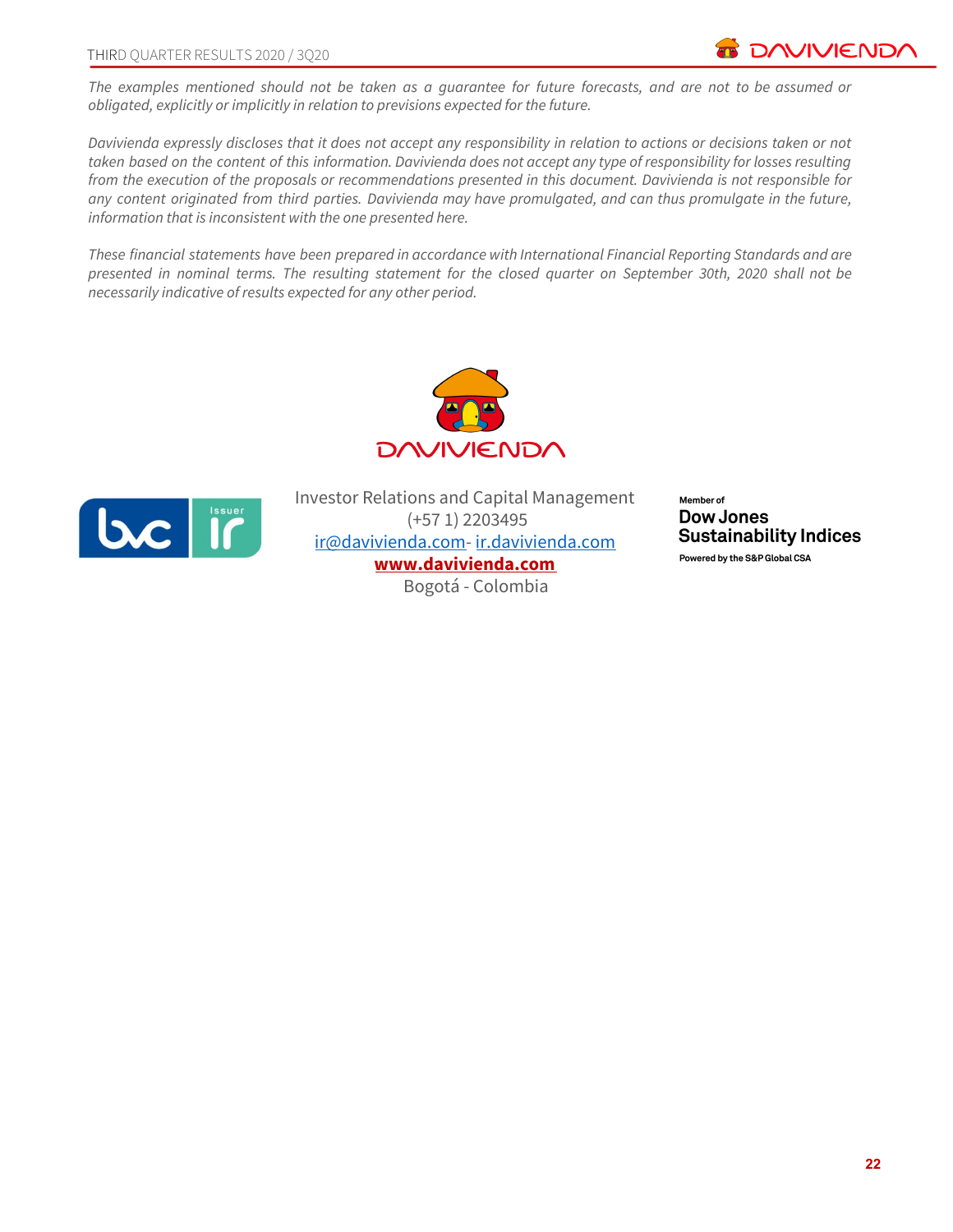*The examples mentioned should not be taken as a guarantee for future forecasts, and are not to be assumed or obligated, explicitly or implicitly in relation to previsions expected for the future.*

*Davivienda expressly discloses that it does not accept any responsibility in relation to actions or decisions taken or not taken based on the content of this information. Davivienda does not accept any type of responsibility for losses resulting from the execution of the proposals or recommendations presented in this document. Davivienda is not responsible for any content originated from third parties. Davivienda may have promulgated, and can thus promulgate in the future, information that is inconsistent with the one presented here.*

*These financial statements have been prepared in accordance with International Financial Reporting Standards and are presented in nominal terms. The resulting statement for the closed quarter on September 30th, 2020 shall not be necessarily indicative of results expected for any other period.*

DAVIVIENDA

Investor Relations and Capital Management
(+57 1) 2203495
ir@davivienda.com- ir.davivienda.com
**www.davivienda.com**
Bogotá - Colombia

Member of
**Dow Jones Sustainability Indices**
Powered by the S&P Global CSA